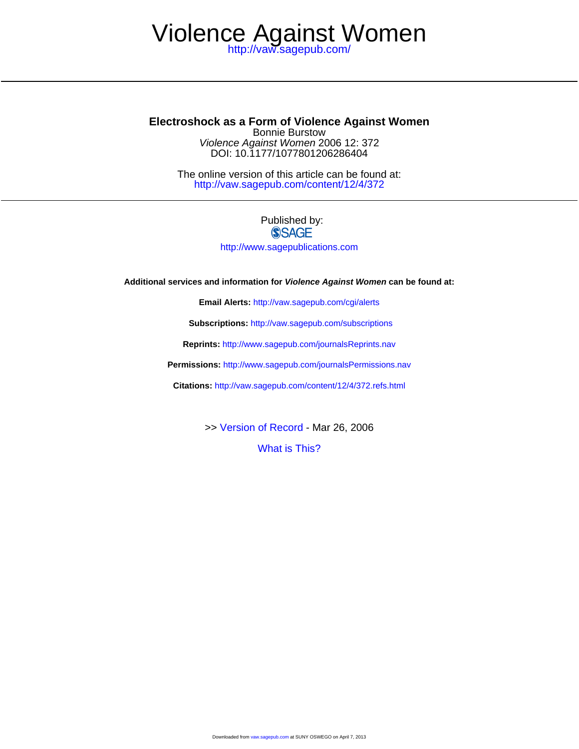# Violence Against Women

http://vaw.sagepub.com/

## Electroshock as a Form of Violence Against Women

Bonnie Burstow

*Violence Against Women* 2006 12: 372

DOI: 10.1177/1077801206286404

The online version of this article can be found at:
http://vaw.sagepub.com/content/12/4/372

Published by:

SAGE

http://www.sagepublications.com

**Additional services and information for *Violence Against Women* can be found at:**

**Email Alerts:** http://vaw.sagepub.com/cgi/alerts

**Subscriptions:** http://vaw.sagepub.com/subscriptions

**Reprints:** http://www.sagepub.com/journalsReprints.nav

**Permissions:** http://www.sagepub.com/journalsPermissions.nav

**Citations:** http://vaw.sagepub.com/content/12/4/372.refs.html

>> Version of Record - Mar 26, 2006

What is This?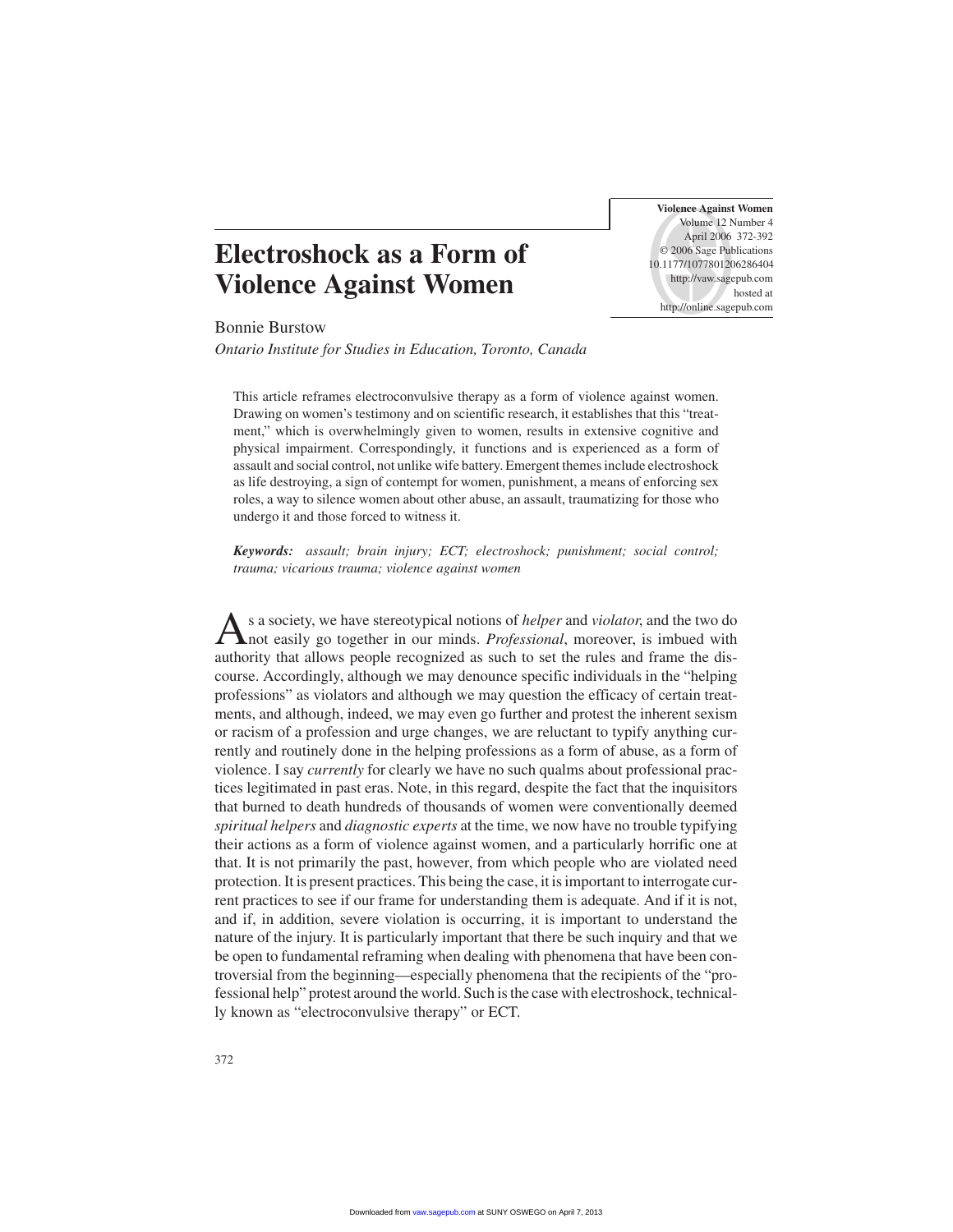# Electroshock as a Form of Violence Against Women

Bonnie Burstow

*Ontario Institute for Studies in Education, Toronto, Canada*

This article reframes electroconvulsive therapy as a form of violence against women. Drawing on women's testimony and on scientific research, it establishes that this "treatment," which is overwhelmingly given to women, results in extensive cognitive and physical impairment. Correspondingly, it functions and is experienced as a form of assault and social control, not unlike wife battery. Emergent themes include electroshock as life destroying, a sign of contempt for women, punishment, a means of enforcing sex roles, a way to silence women about other abuse, an assault, traumatizing for those who undergo it and those forced to witness it.

***Keywords:*** *assault; brain injury; ECT; electroshock; punishment; social control; trauma; vicarious trauma; violence against women*

As a society, we have stereotypical notions of *helper* and *violator*, and the two do not easily go together in our minds. *Professional*, moreover, is imbued with authority that allows people recognized as such to set the rules and frame the discourse. Accordingly, although we may denounce specific individuals in the "helping professions" as violators and although we may question the efficacy of certain treatments, and although, indeed, we may even go further and protest the inherent sexism or racism of a profession and urge changes, we are reluctant to typify anything currently and routinely done in the helping professions as a form of abuse, as a form of violence. I say *currently* for clearly we have no such qualms about professional practices legitimated in past eras. Note, in this regard, despite the fact that the inquisitors that burned to death hundreds of thousands of women were conventionally deemed *spiritual helpers* and *diagnostic experts* at the time, we now have no trouble typifying their actions as a form of violence against women, and a particularly horrific one at that. It is not primarily the past, however, from which people who are violated need protection. It is present practices. This being the case, it is important to interrogate current practices to see if our frame for understanding them is adequate. And if it is not, and if, in addition, severe violation is occurring, it is important to understand the nature of the injury. It is particularly important that there be such inquiry and that we be open to fundamental reframing when dealing with phenomena that have been controversial from the beginning—especially phenomena that the recipients of the "professional help" protest around the world. Such is the case with electroshock, technically known as "electroconvulsive therapy" or ECT.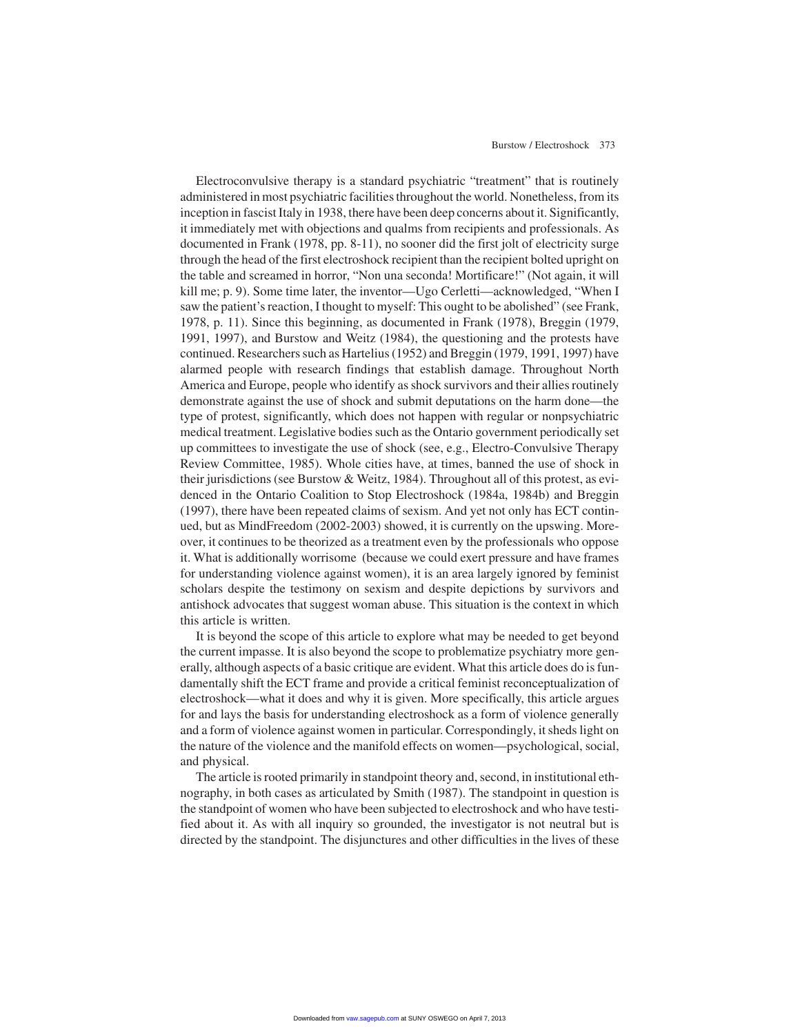Electroconvulsive therapy is a standard psychiatric "treatment" that is routinely administered in most psychiatric facilities throughout the world. Nonetheless, from its inception in fascist Italy in 1938, there have been deep concerns about it. Significantly, it immediately met with objections and qualms from recipients and professionals. As documented in Frank (1978, pp. 8-11), no sooner did the first jolt of electricity surge through the head of the first electroshock recipient than the recipient bolted upright on the table and screamed in horror, "Non una seconda! Mortificare!" (Not again, it will kill me; p. 9). Some time later, the inventor—Ugo Cerletti—acknowledged, "When I saw the patient's reaction, I thought to myself: This ought to be abolished" (see Frank, 1978, p. 11). Since this beginning, as documented in Frank (1978), Breggin (1979, 1991, 1997), and Burstow and Weitz (1984), the questioning and the protests have continued. Researchers such as Hartelius (1952) and Breggin (1979, 1991, 1997) have alarmed people with research findings that establish damage. Throughout North America and Europe, people who identify as shock survivors and their allies routinely demonstrate against the use of shock and submit deputations on the harm done—the type of protest, significantly, which does not happen with regular or nonpsychiatric medical treatment. Legislative bodies such as the Ontario government periodically set up committees to investigate the use of shock (see, e.g., Electro-Convulsive Therapy Review Committee, 1985). Whole cities have, at times, banned the use of shock in their jurisdictions (see Burstow & Weitz, 1984). Throughout all of this protest, as evidenced in the Ontario Coalition to Stop Electroshock (1984a, 1984b) and Breggin (1997), there have been repeated claims of sexism. And yet not only has ECT continued, but as MindFreedom (2002-2003) showed, it is currently on the upswing. Moreover, it continues to be theorized as a treatment even by the professionals who oppose it. What is additionally worrisome (because we could exert pressure and have frames for understanding violence against women), it is an area largely ignored by feminist scholars despite the testimony on sexism and despite depictions by survivors and antishock advocates that suggest woman abuse. This situation is the context in which this article is written.

It is beyond the scope of this article to explore what may be needed to get beyond the current impasse. It is also beyond the scope to problematize psychiatry more generally, although aspects of a basic critique are evident. What this article does do is fundamentally shift the ECT frame and provide a critical feminist reconceptualization of electroshock—what it does and why it is given. More specifically, this article argues for and lays the basis for understanding electroshock as a form of violence generally and a form of violence against women in particular. Correspondingly, it sheds light on the nature of the violence and the manifold effects on women—psychological, social, and physical.

The article is rooted primarily in standpoint theory and, second, in institutional ethnography, in both cases as articulated by Smith (1987). The standpoint in question is the standpoint of women who have been subjected to electroshock and who have testified about it. As with all inquiry so grounded, the investigator is not neutral but is directed by the standpoint. The disjunctures and other difficulties in the lives of these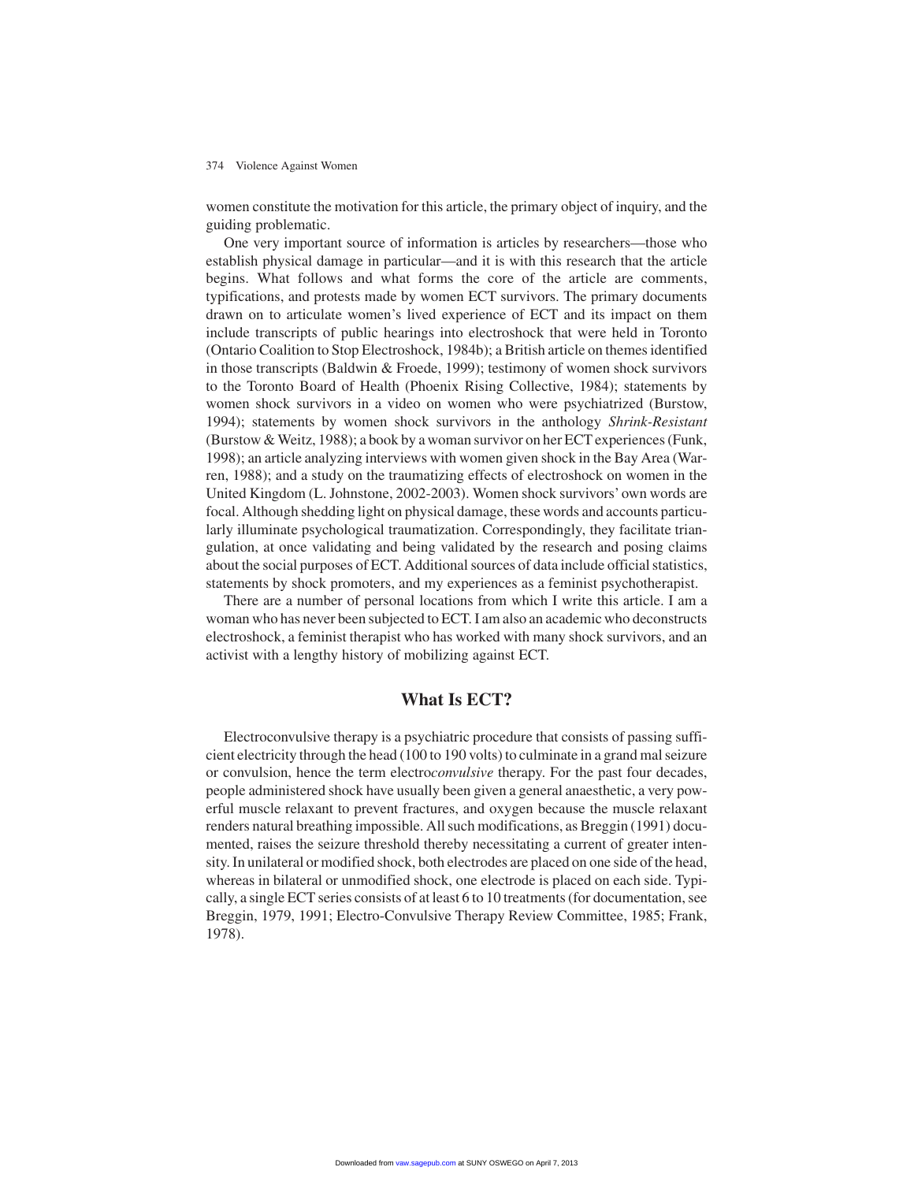women constitute the motivation for this article, the primary object of inquiry, and the guiding problematic.

One very important source of information is articles by researchers—those who establish physical damage in particular—and it is with this research that the article begins. What follows and what forms the core of the article are comments, typifications, and protests made by women ECT survivors. The primary documents drawn on to articulate women's lived experience of ECT and its impact on them include transcripts of public hearings into electroshock that were held in Toronto (Ontario Coalition to Stop Electroshock, 1984b); a British article on themes identified in those transcripts (Baldwin & Froede, 1999); testimony of women shock survivors to the Toronto Board of Health (Phoenix Rising Collective, 1984); statements by women shock survivors in a video on women who were psychiatrized (Burstow, 1994); statements by women shock survivors in the anthology *Shrink-Resistant* (Burstow & Weitz, 1988); a book by a woman survivor on her ECT experiences (Funk, 1998); an article analyzing interviews with women given shock in the Bay Area (Warren, 1988); and a study on the traumatizing effects of electroshock on women in the United Kingdom (L. Johnstone, 2002-2003). Women shock survivors' own words are focal. Although shedding light on physical damage, these words and accounts particularly illuminate psychological traumatization. Correspondingly, they facilitate triangulation, at once validating and being validated by the research and posing claims about the social purposes of ECT. Additional sources of data include official statistics, statements by shock promoters, and my experiences as a feminist psychotherapist.

There are a number of personal locations from which I write this article. I am a woman who has never been subjected to ECT. I am also an academic who deconstructs electroshock, a feminist therapist who has worked with many shock survivors, and an activist with a lengthy history of mobilizing against ECT.

## What Is ECT?

Electroconvulsive therapy is a psychiatric procedure that consists of passing sufficient electricity through the head (100 to 190 volts) to culminate in a grand mal seizure or convulsion, hence the term electro*convulsive* therapy. For the past four decades, people administered shock have usually been given a general anaesthetic, a very powerful muscle relaxant to prevent fractures, and oxygen because the muscle relaxant renders natural breathing impossible. All such modifications, as Breggin (1991) documented, raises the seizure threshold thereby necessitating a current of greater intensity. In unilateral or modified shock, both electrodes are placed on one side of the head, whereas in bilateral or unmodified shock, one electrode is placed on each side. Typically, a single ECT series consists of at least 6 to 10 treatments (for documentation, see Breggin, 1979, 1991; Electro-Convulsive Therapy Review Committee, 1985; Frank, 1978).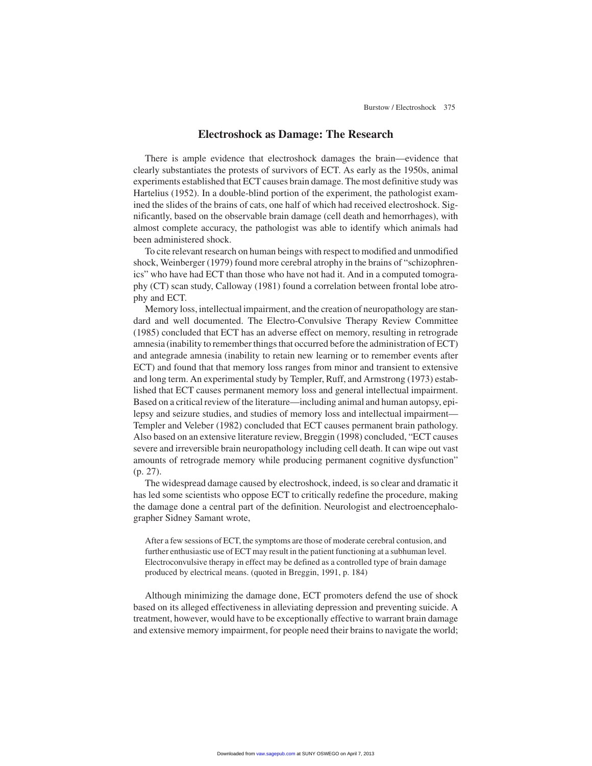## Electroshock as Damage: The Research

There is ample evidence that electroshock damages the brain—evidence that clearly substantiates the protests of survivors of ECT. As early as the 1950s, animal experiments established that ECT causes brain damage. The most definitive study was Hartelius (1952). In a double-blind portion of the experiment, the pathologist examined the slides of the brains of cats, one half of which had received electroshock. Significantly, based on the observable brain damage (cell death and hemorrhages), with almost complete accuracy, the pathologist was able to identify which animals had been administered shock.

To cite relevant research on human beings with respect to modified and unmodified shock, Weinberger (1979) found more cerebral atrophy in the brains of "schizophrenics" who have had ECT than those who have not had it. And in a computed tomography (CT) scan study, Calloway (1981) found a correlation between frontal lobe atrophy and ECT.

Memory loss, intellectual impairment, and the creation of neuropathology are standard and well documented. The Electro-Convulsive Therapy Review Committee (1985) concluded that ECT has an adverse effect on memory, resulting in retrograde amnesia (inability to remember things that occurred before the administration of ECT) and antegrade amnesia (inability to retain new learning or to remember events after ECT) and found that that memory loss ranges from minor and transient to extensive and long term. An experimental study by Templer, Ruff, and Armstrong (1973) established that ECT causes permanent memory loss and general intellectual impairment. Based on a critical review of the literature—including animal and human autopsy, epilepsy and seizure studies, and studies of memory loss and intellectual impairment—Templer and Veleber (1982) concluded that ECT causes permanent brain pathology. Also based on an extensive literature review, Breggin (1998) concluded, "ECT causes severe and irreversible brain neuropathology including cell death. It can wipe out vast amounts of retrograde memory while producing permanent cognitive dysfunction" (p. 27).

The widespread damage caused by electroshock, indeed, is so clear and dramatic it has led some scientists who oppose ECT to critically redefine the procedure, making the damage done a central part of the definition. Neurologist and electroencephalographer Sidney Samant wrote,

> After a few sessions of ECT, the symptoms are those of moderate cerebral contusion, and further enthusiastic use of ECT may result in the patient functioning at a subhuman level. Electroconvulsive therapy in effect may be defined as a controlled type of brain damage produced by electrical means. (quoted in Breggin, 1991, p. 184)

Although minimizing the damage done, ECT promoters defend the use of shock based on its alleged effectiveness in alleviating depression and preventing suicide. A treatment, however, would have to be exceptionally effective to warrant brain damage and extensive memory impairment, for people need their brains to navigate the world;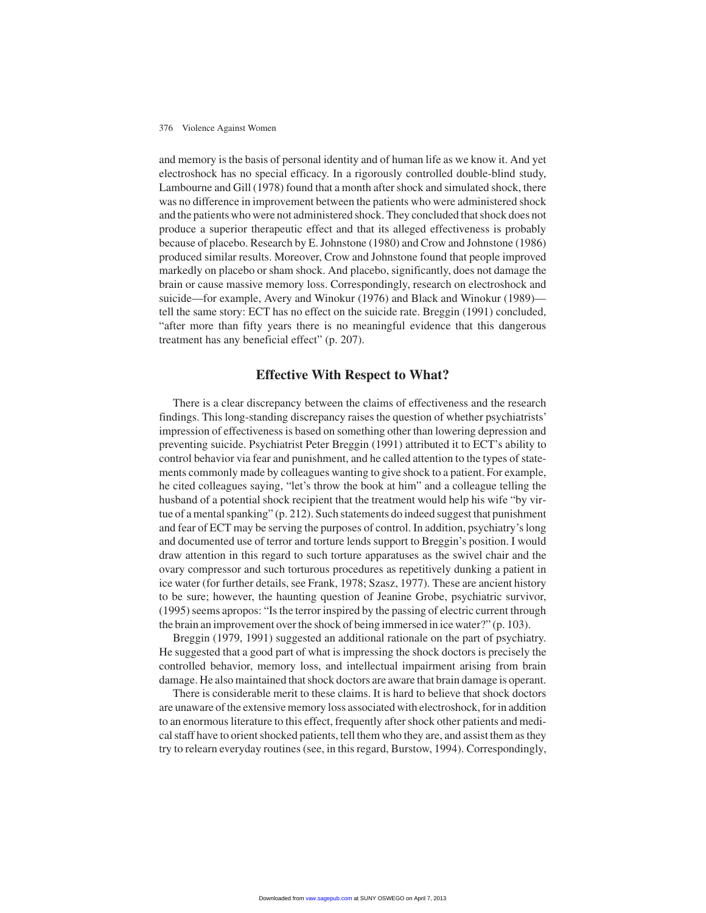and memory is the basis of personal identity and of human life as we know it. And yet electroshock has no special efficacy. In a rigorously controlled double-blind study, Lambourne and Gill (1978) found that a month after shock and simulated shock, there was no difference in improvement between the patients who were administered shock and the patients who were not administered shock. They concluded that shock does not produce a superior therapeutic effect and that its alleged effectiveness is probably because of placebo. Research by E. Johnstone (1980) and Crow and Johnstone (1986) produced similar results. Moreover, Crow and Johnstone found that people improved markedly on placebo or sham shock. And placebo, significantly, does not damage the brain or cause massive memory loss. Correspondingly, research on electroshock and suicide—for example, Avery and Winokur (1976) and Black and Winokur (1989)—tell the same story: ECT has no effect on the suicide rate. Breggin (1991) concluded, "after more than fifty years there is no meaningful evidence that this dangerous treatment has any beneficial effect" (p. 207).

## Effective With Respect to What?

There is a clear discrepancy between the claims of effectiveness and the research findings. This long-standing discrepancy raises the question of whether psychiatrists' impression of effectiveness is based on something other than lowering depression and preventing suicide. Psychiatrist Peter Breggin (1991) attributed it to ECT's ability to control behavior via fear and punishment, and he called attention to the types of statements commonly made by colleagues wanting to give shock to a patient. For example, he cited colleagues saying, "let's throw the book at him" and a colleague telling the husband of a potential shock recipient that the treatment would help his wife "by virtue of a mental spanking" (p. 212). Such statements do indeed suggest that punishment and fear of ECT may be serving the purposes of control. In addition, psychiatry's long and documented use of terror and torture lends support to Breggin's position. I would draw attention in this regard to such torture apparatuses as the swivel chair and the ovary compressor and such torturous procedures as repetitively dunking a patient in ice water (for further details, see Frank, 1978; Szasz, 1977). These are ancient history to be sure; however, the haunting question of Jeanine Grobe, psychiatric survivor, (1995) seems apropos: "Is the terror inspired by the passing of electric current through the brain an improvement over the shock of being immersed in ice water?" (p. 103).

Breggin (1979, 1991) suggested an additional rationale on the part of psychiatry. He suggested that a good part of what is impressing the shock doctors is precisely the controlled behavior, memory loss, and intellectual impairment arising from brain damage. He also maintained that shock doctors are aware that brain damage is operant.

There is considerable merit to these claims. It is hard to believe that shock doctors are unaware of the extensive memory loss associated with electroshock, for in addition to an enormous literature to this effect, frequently after shock other patients and medical staff have to orient shocked patients, tell them who they are, and assist them as they try to relearn everyday routines (see, in this regard, Burstow, 1994). Correspondingly,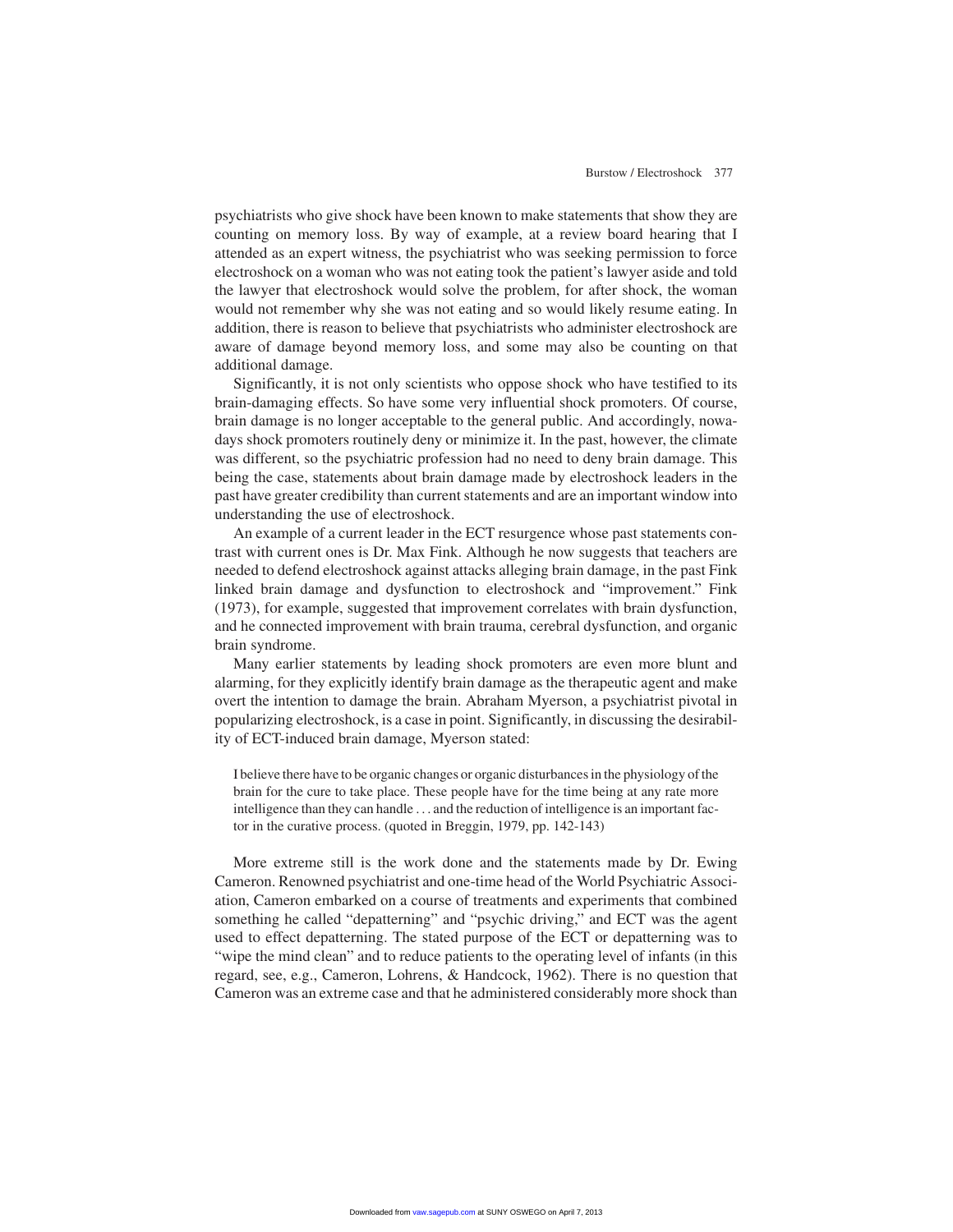psychiatrists who give shock have been known to make statements that show they are counting on memory loss. By way of example, at a review board hearing that I attended as an expert witness, the psychiatrist who was seeking permission to force electroshock on a woman who was not eating took the patient's lawyer aside and told the lawyer that electroshock would solve the problem, for after shock, the woman would not remember why she was not eating and so would likely resume eating. In addition, there is reason to believe that psychiatrists who administer electroshock are aware of damage beyond memory loss, and some may also be counting on that additional damage.

Significantly, it is not only scientists who oppose shock who have testified to its brain-damaging effects. So have some very influential shock promoters. Of course, brain damage is no longer acceptable to the general public. And accordingly, nowadays shock promoters routinely deny or minimize it. In the past, however, the climate was different, so the psychiatric profession had no need to deny brain damage. This being the case, statements about brain damage made by electroshock leaders in the past have greater credibility than current statements and are an important window into understanding the use of electroshock.

An example of a current leader in the ECT resurgence whose past statements contrast with current ones is Dr. Max Fink. Although he now suggests that teachers are needed to defend electroshock against attacks alleging brain damage, in the past Fink linked brain damage and dysfunction to electroshock and "improvement." Fink (1973), for example, suggested that improvement correlates with brain dysfunction, and he connected improvement with brain trauma, cerebral dysfunction, and organic brain syndrome.

Many earlier statements by leading shock promoters are even more blunt and alarming, for they explicitly identify brain damage as the therapeutic agent and make overt the intention to damage the brain. Abraham Myerson, a psychiatrist pivotal in popularizing electroshock, is a case in point. Significantly, in discussing the desirability of ECT-induced brain damage, Myerson stated:

> I believe there have to be organic changes or organic disturbances in the physiology of the brain for the cure to take place. These people have for the time being at any rate more intelligence than they can handle . . . and the reduction of intelligence is an important factor in the curative process. (quoted in Breggin, 1979, pp. 142-143)

More extreme still is the work done and the statements made by Dr. Ewing Cameron. Renowned psychiatrist and one-time head of the World Psychiatric Association, Cameron embarked on a course of treatments and experiments that combined something he called "depatterning" and "psychic driving," and ECT was the agent used to effect depatterning. The stated purpose of the ECT or depatterning was to "wipe the mind clean" and to reduce patients to the operating level of infants (in this regard, see, e.g., Cameron, Lohrens, & Handcock, 1962). There is no question that Cameron was an extreme case and that he administered considerably more shock than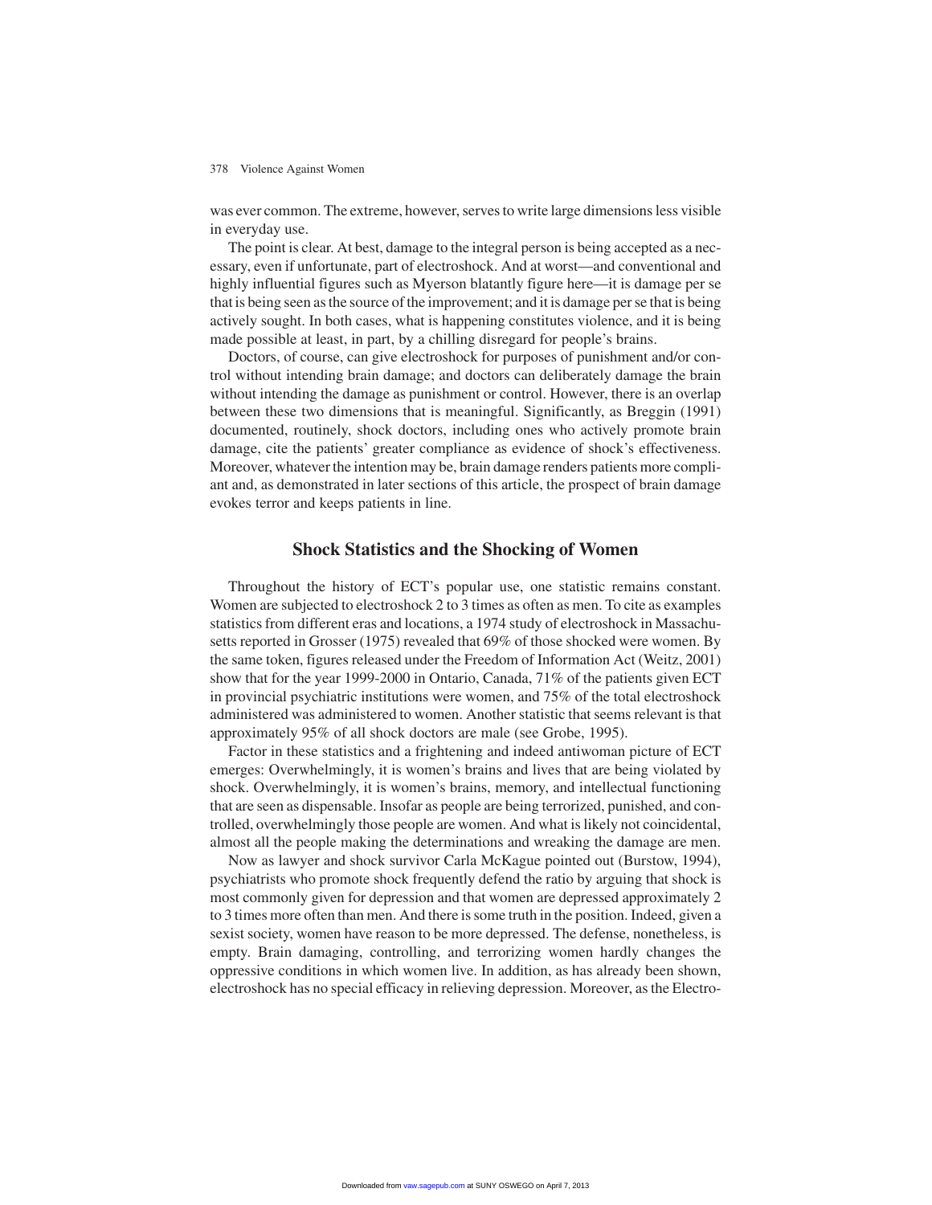was ever common. The extreme, however, serves to write large dimensions less visible in everyday use.

The point is clear. At best, damage to the integral person is being accepted as a necessary, even if unfortunate, part of electroshock. And at worst—and conventional and highly influential figures such as Myerson blatantly figure here—it is damage per se that is being seen as the source of the improvement; and it is damage per se that is being actively sought. In both cases, what is happening constitutes violence, and it is being made possible at least, in part, by a chilling disregard for people's brains.

Doctors, of course, can give electroshock for purposes of punishment and/or control without intending brain damage; and doctors can deliberately damage the brain without intending the damage as punishment or control. However, there is an overlap between these two dimensions that is meaningful. Significantly, as Breggin (1991) documented, routinely, shock doctors, including ones who actively promote brain damage, cite the patients' greater compliance as evidence of shock's effectiveness. Moreover, whatever the intention may be, brain damage renders patients more compliant and, as demonstrated in later sections of this article, the prospect of brain damage evokes terror and keeps patients in line.

## Shock Statistics and the Shocking of Women

Throughout the history of ECT's popular use, one statistic remains constant. Women are subjected to electroshock 2 to 3 times as often as men. To cite as examples statistics from different eras and locations, a 1974 study of electroshock in Massachusetts reported in Grosser (1975) revealed that 69% of those shocked were women. By the same token, figures released under the Freedom of Information Act (Weitz, 2001) show that for the year 1999-2000 in Ontario, Canada, 71% of the patients given ECT in provincial psychiatric institutions were women, and 75% of the total electroshock administered was administered to women. Another statistic that seems relevant is that approximately 95% of all shock doctors are male (see Grobe, 1995).

Factor in these statistics and a frightening and indeed antiwoman picture of ECT emerges: Overwhelmingly, it is women's brains and lives that are being violated by shock. Overwhelmingly, it is women's brains, memory, and intellectual functioning that are seen as dispensable. Insofar as people are being terrorized, punished, and controlled, overwhelmingly those people are women. And what is likely not coincidental, almost all the people making the determinations and wreaking the damage are men.

Now as lawyer and shock survivor Carla McKague pointed out (Burstow, 1994), psychiatrists who promote shock frequently defend the ratio by arguing that shock is most commonly given for depression and that women are depressed approximately 2 to 3 times more often than men. And there is some truth in the position. Indeed, given a sexist society, women have reason to be more depressed. The defense, nonetheless, is empty. Brain damaging, controlling, and terrorizing women hardly changes the oppressive conditions in which women live. In addition, as has already been shown, electroshock has no special efficacy in relieving depression. Moreover, as the Electro-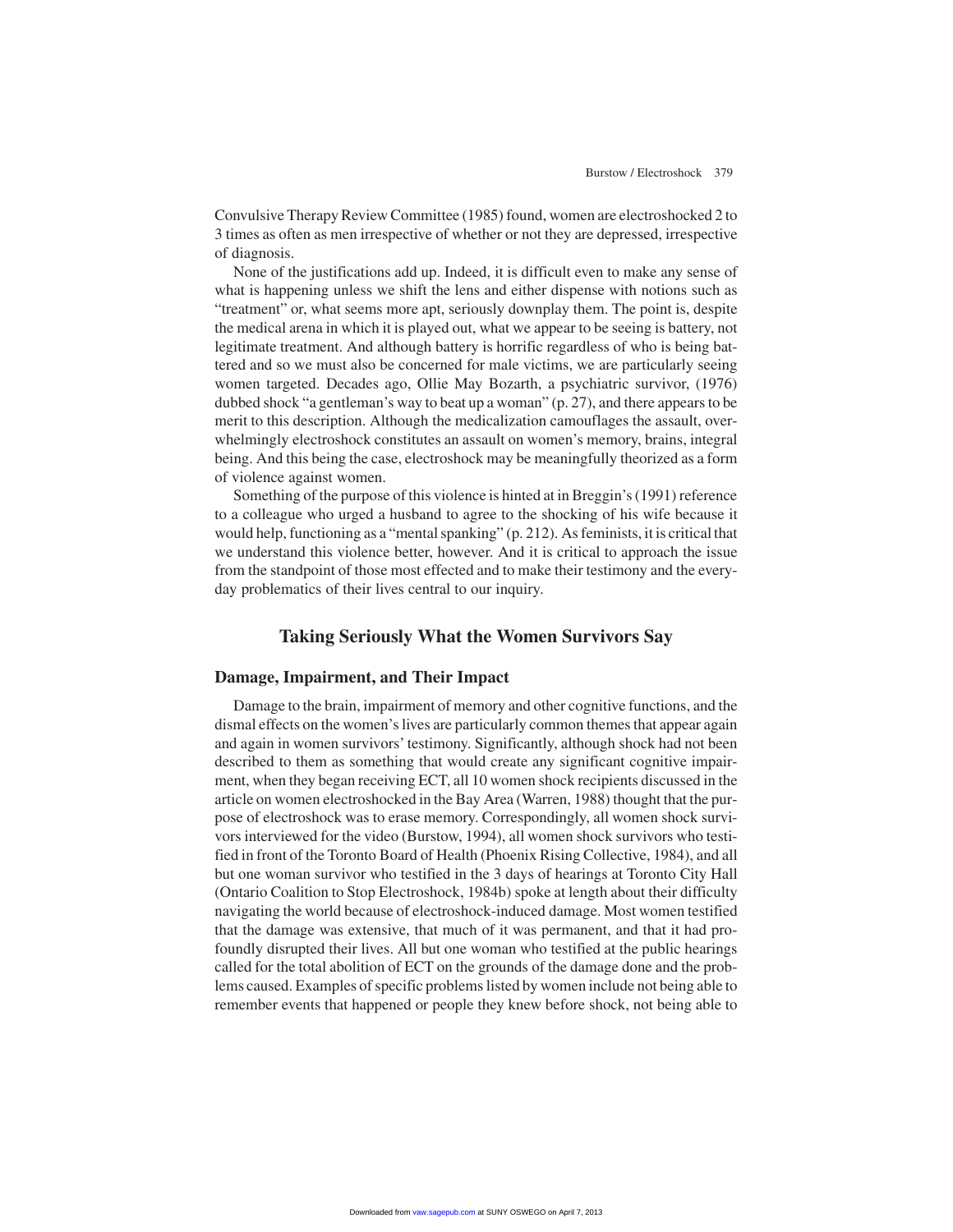Convulsive Therapy Review Committee (1985) found, women are electroshocked 2 to 3 times as often as men irrespective of whether or not they are depressed, irrespective of diagnosis.

None of the justifications add up. Indeed, it is difficult even to make any sense of what is happening unless we shift the lens and either dispense with notions such as "treatment" or, what seems more apt, seriously downplay them. The point is, despite the medical arena in which it is played out, what we appear to be seeing is battery, not legitimate treatment. And although battery is horrific regardless of who is being battered and so we must also be concerned for male victims, we are particularly seeing women targeted. Decades ago, Ollie May Bozarth, a psychiatric survivor, (1976) dubbed shock "a gentleman's way to beat up a woman" (p. 27), and there appears to be merit to this description. Although the medicalization camouflages the assault, overwhelmingly electroshock constitutes an assault on women's memory, brains, integral being. And this being the case, electroshock may be meaningfully theorized as a form of violence against women.

Something of the purpose of this violence is hinted at in Breggin's (1991) reference to a colleague who urged a husband to agree to the shocking of his wife because it would help, functioning as a "mental spanking" (p. 212). As feminists, it is critical that we understand this violence better, however. And it is critical to approach the issue from the standpoint of those most effected and to make their testimony and the everyday problematics of their lives central to our inquiry.

## Taking Seriously What the Women Survivors Say

### Damage, Impairment, and Their Impact

Damage to the brain, impairment of memory and other cognitive functions, and the dismal effects on the women's lives are particularly common themes that appear again and again in women survivors' testimony. Significantly, although shock had not been described to them as something that would create any significant cognitive impairment, when they began receiving ECT, all 10 women shock recipients discussed in the article on women electroshocked in the Bay Area (Warren, 1988) thought that the purpose of electroshock was to erase memory. Correspondingly, all women shock survivors interviewed for the video (Burstow, 1994), all women shock survivors who testified in front of the Toronto Board of Health (Phoenix Rising Collective, 1984), and all but one woman survivor who testified in the 3 days of hearings at Toronto City Hall (Ontario Coalition to Stop Electroshock, 1984b) spoke at length about their difficulty navigating the world because of electroshock-induced damage. Most women testified that the damage was extensive, that much of it was permanent, and that it had profoundly disrupted their lives. All but one woman who testified at the public hearings called for the total abolition of ECT on the grounds of the damage done and the problems caused. Examples of specific problems listed by women include not being able to remember events that happened or people they knew before shock, not being able to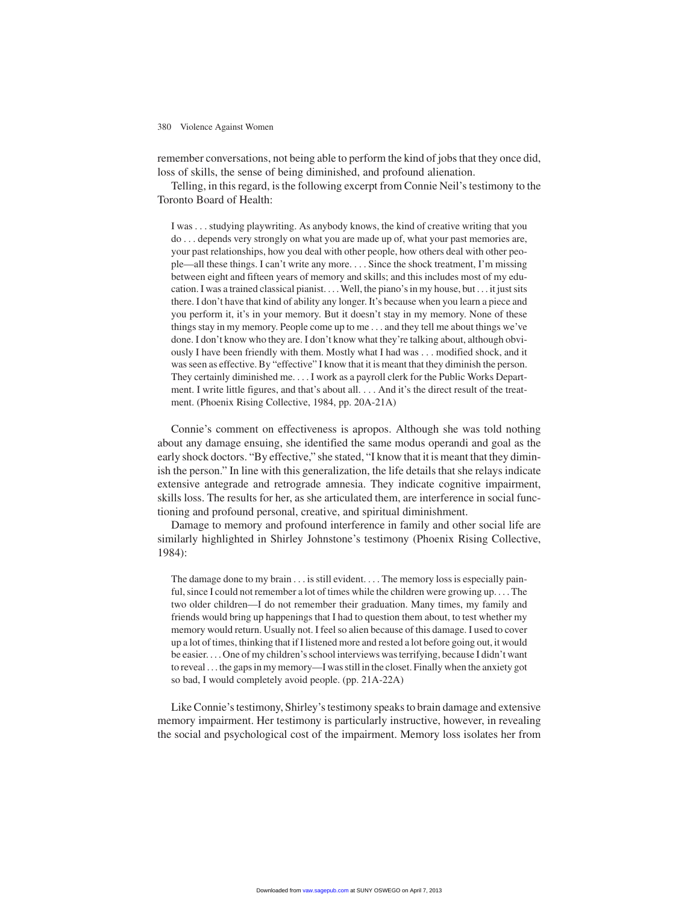remember conversations, not being able to perform the kind of jobs that they once did, loss of skills, the sense of being diminished, and profound alienation.

Telling, in this regard, is the following excerpt from Connie Neil's testimony to the Toronto Board of Health:

> I was . . . studying playwriting. As anybody knows, the kind of creative writing that you do . . . depends very strongly on what you are made up of, what your past memories are, your past relationships, how you deal with other people, how others deal with other people—all these things. I can't write any more. . . . Since the shock treatment, I'm missing between eight and fifteen years of memory and skills; and this includes most of my education. I was a trained classical pianist. . . . Well, the piano's in my house, but . . . it just sits there. I don't have that kind of ability any longer. It's because when you learn a piece and you perform it, it's in your memory. But it doesn't stay in my memory. None of these things stay in my memory. People come up to me . . . and they tell me about things we've done. I don't know who they are. I don't know what they're talking about, although obviously I have been friendly with them. Mostly what I had was . . . modified shock, and it was seen as effective. By "effective" I know that it is meant that they diminish the person. They certainly diminished me. . . . I work as a payroll clerk for the Public Works Department. I write little figures, and that's about all. . . . And it's the direct result of the treatment. (Phoenix Rising Collective, 1984, pp. 20A-21A)

Connie's comment on effectiveness is apropos. Although she was told nothing about any damage ensuing, she identified the same modus operandi and goal as the early shock doctors. "By effective," she stated, "I know that it is meant that they diminish the person." In line with this generalization, the life details that she relays indicate extensive antegrade and retrograde amnesia. They indicate cognitive impairment, skills loss. The results for her, as she articulated them, are interference in social functioning and profound personal, creative, and spiritual diminishment.

Damage to memory and profound interference in family and other social life are similarly highlighted in Shirley Johnstone's testimony (Phoenix Rising Collective, 1984):

> The damage done to my brain . . . is still evident. . . . The memory loss is especially painful, since I could not remember a lot of times while the children were growing up. . . . The two older children—I do not remember their graduation. Many times, my family and friends would bring up happenings that I had to question them about, to test whether my memory would return. Usually not. I feel so alien because of this damage. I used to cover up a lot of times, thinking that if I listened more and rested a lot before going out, it would be easier. . . . One of my children's school interviews was terrifying, because I didn't want to reveal . . . the gaps in my memory—I was still in the closet. Finally when the anxiety got so bad, I would completely avoid people. (pp. 21A-22A)

Like Connie's testimony, Shirley's testimony speaks to brain damage and extensive memory impairment. Her testimony is particularly instructive, however, in revealing the social and psychological cost of the impairment. Memory loss isolates her from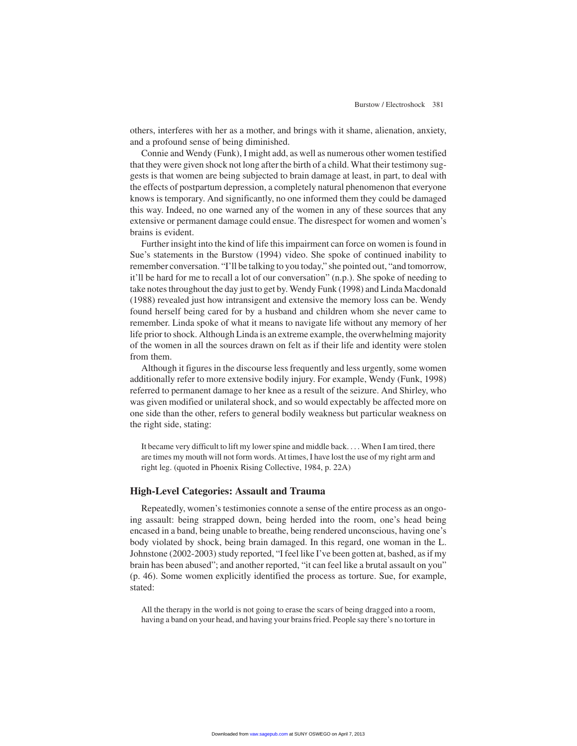others, interferes with her as a mother, and brings with it shame, alienation, anxiety, and a profound sense of being diminished.

Connie and Wendy (Funk), I might add, as well as numerous other women testified that they were given shock not long after the birth of a child. What their testimony suggests is that women are being subjected to brain damage at least, in part, to deal with the effects of postpartum depression, a completely natural phenomenon that everyone knows is temporary. And significantly, no one informed them they could be damaged this way. Indeed, no one warned any of the women in any of these sources that any extensive or permanent damage could ensue. The disrespect for women and women's brains is evident.

Further insight into the kind of life this impairment can force on women is found in Sue's statements in the Burstow (1994) video. She spoke of continued inability to remember conversation. "I'll be talking to you today," she pointed out, "and tomorrow, it'll be hard for me to recall a lot of our conversation" (n.p.). She spoke of needing to take notes throughout the day just to get by. Wendy Funk (1998) and Linda Macdonald (1988) revealed just how intransigent and extensive the memory loss can be. Wendy found herself being cared for by a husband and children whom she never came to remember. Linda spoke of what it means to navigate life without any memory of her life prior to shock. Although Linda is an extreme example, the overwhelming majority of the women in all the sources drawn on felt as if their life and identity were stolen from them.

Although it figures in the discourse less frequently and less urgently, some women additionally refer to more extensive bodily injury. For example, Wendy (Funk, 1998) referred to permanent damage to her knee as a result of the seizure. And Shirley, who was given modified or unilateral shock, and so would expectably be affected more on one side than the other, refers to general bodily weakness but particular weakness on the right side, stating:

> It became very difficult to lift my lower spine and middle back. . . . When I am tired, there are times my mouth will not form words. At times, I have lost the use of my right arm and right leg. (quoted in Phoenix Rising Collective, 1984, p. 22A)

## High-Level Categories: Assault and Trauma

Repeatedly, women's testimonies connote a sense of the entire process as an ongoing assault: being strapped down, being herded into the room, one's head being encased in a band, being unable to breathe, being rendered unconscious, having one's body violated by shock, being brain damaged. In this regard, one woman in the L. Johnstone (2002-2003) study reported, "I feel like I've been gotten at, bashed, as if my brain has been abused"; and another reported, "it can feel like a brutal assault on you" (p. 46). Some women explicitly identified the process as torture. Sue, for example, stated:

> All the therapy in the world is not going to erase the scars of being dragged into a room, having a band on your head, and having your brains fried. People say there's no torture in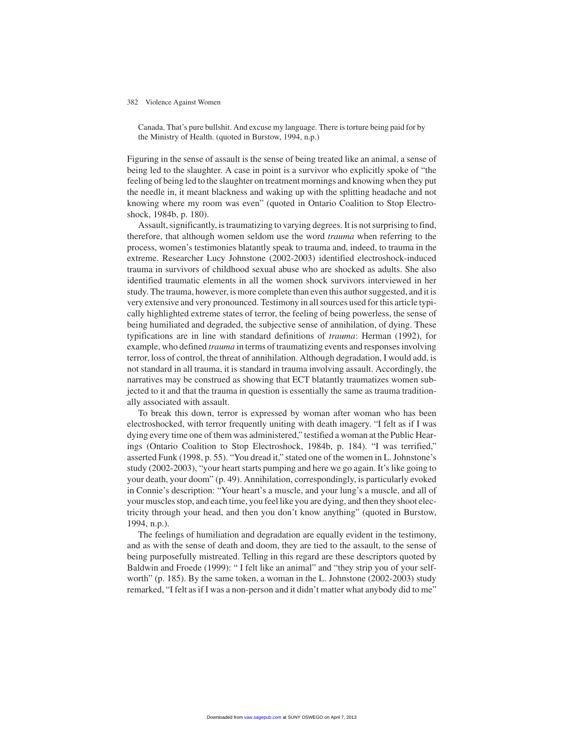> Canada. That's pure bullshit. And excuse my language. There is torture being paid for by the Ministry of Health. (quoted in Burstow, 1994, n.p.)

Figuring in the sense of assault is the sense of being treated like an animal, a sense of being led to the slaughter. A case in point is a survivor who explicitly spoke of "the feeling of being led to the slaughter on treatment mornings and knowing when they put the needle in, it meant blackness and waking up with the splitting headache and not knowing where my room was even" (quoted in Ontario Coalition to Stop Electroshock, 1984b, p. 180).

Assault, significantly, is traumatizing to varying degrees. It is not surprising to find, therefore, that although women seldom use the word *trauma* when referring to the process, women's testimonies blatantly speak to trauma and, indeed, to trauma in the extreme. Researcher Lucy Johnstone (2002-2003) identified electroshock-induced trauma in survivors of childhood sexual abuse who are shocked as adults. She also identified traumatic elements in all the women shock survivors interviewed in her study. The trauma, however, is more complete than even this author suggested, and it is very extensive and very pronounced. Testimony in all sources used for this article typically highlighted extreme states of terror, the feeling of being powerless, the sense of being humiliated and degraded, the subjective sense of annihilation, of dying. These typifications are in line with standard definitions of *trauma*: Herman (1992), for example, who defined *trauma* in terms of traumatizing events and responses involving terror, loss of control, the threat of annihilation. Although degradation, I would add, is not standard in all trauma, it is standard in trauma involving assault. Accordingly, the narratives may be construed as showing that ECT blatantly traumatizes women subjected to it and that the trauma in question is essentially the same as trauma traditionally associated with assault.

To break this down, terror is expressed by woman after woman who has been electroshocked, with terror frequently uniting with death imagery. "I felt as if I was dying every time one of them was administered," testified a woman at the Public Hearings (Ontario Coalition to Stop Electroshock, 1984b, p. 184). "I was terrified," asserted Funk (1998, p. 55). "You dread it," stated one of the women in L. Johnstone's study (2002-2003), "your heart starts pumping and here we go again. It's like going to your death, your doom" (p. 49). Annihilation, correspondingly, is particularly evoked in Connie's description: "Your heart's a muscle, and your lung's a muscle, and all of your muscles stop, and each time, you feel like you are dying, and then they shoot electricity through your head, and then you don't know anything" (quoted in Burstow, 1994, n.p.).

The feelings of humiliation and degradation are equally evident in the testimony, and as with the sense of death and doom, they are tied to the assault, to the sense of being purposefully mistreated. Telling in this regard are these descriptors quoted by Baldwin and Froede (1999): " I felt like an animal" and "they strip you of your self-worth" (p. 185). By the same token, a woman in the L. Johnstone (2002-2003) study remarked, "I felt as if I was a non-person and it didn't matter what anybody did to me"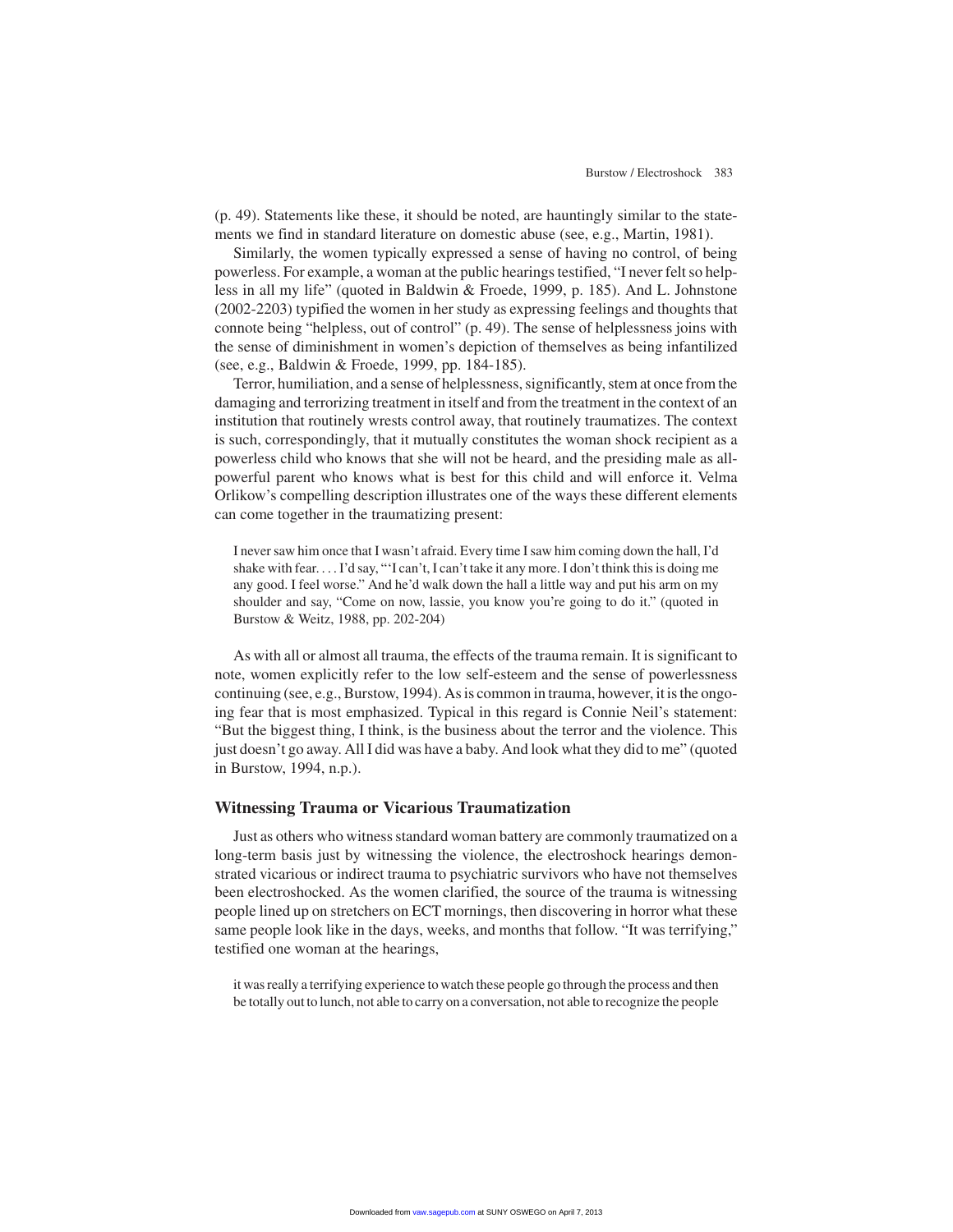(p. 49). Statements like these, it should be noted, are hauntingly similar to the statements we find in standard literature on domestic abuse (see, e.g., Martin, 1981).

Similarly, the women typically expressed a sense of having no control, of being powerless. For example, a woman at the public hearings testified, "I never felt so helpless in all my life" (quoted in Baldwin & Froede, 1999, p. 185). And L. Johnstone (2002-2203) typified the women in her study as expressing feelings and thoughts that connote being "helpless, out of control" (p. 49). The sense of helplessness joins with the sense of diminishment in women's depiction of themselves as being infantilized (see, e.g., Baldwin & Froede, 1999, pp. 184-185).

Terror, humiliation, and a sense of helplessness, significantly, stem at once from the damaging and terrorizing treatment in itself and from the treatment in the context of an institution that routinely wrests control away, that routinely traumatizes. The context is such, correspondingly, that it mutually constitutes the woman shock recipient as a powerless child who knows that she will not be heard, and the presiding male as all-powerful parent who knows what is best for this child and will enforce it. Velma Orlikow's compelling description illustrates one of the ways these different elements can come together in the traumatizing present:

> I never saw him once that I wasn't afraid. Every time I saw him coming down the hall, I'd shake with fear. . . . I'd say, "'I can't, I can't take it any more. I don't think this is doing me any good. I feel worse." And he'd walk down the hall a little way and put his arm on my shoulder and say, "Come on now, lassie, you know you're going to do it." (quoted in Burstow & Weitz, 1988, pp. 202-204)

As with all or almost all trauma, the effects of the trauma remain. It is significant to note, women explicitly refer to the low self-esteem and the sense of powerlessness continuing (see, e.g., Burstow, 1994). As is common in trauma, however, it is the ongoing fear that is most emphasized. Typical in this regard is Connie Neil's statement: "But the biggest thing, I think, is the business about the terror and the violence. This just doesn't go away. All I did was have a baby. And look what they did to me" (quoted in Burstow, 1994, n.p.).

## Witnessing Trauma or Vicarious Traumatization

Just as others who witness standard woman battery are commonly traumatized on a long-term basis just by witnessing the violence, the electroshock hearings demonstrated vicarious or indirect trauma to psychiatric survivors who have not themselves been electroshocked. As the women clarified, the source of the trauma is witnessing people lined up on stretchers on ECT mornings, then discovering in horror what these same people look like in the days, weeks, and months that follow. "It was terrifying," testified one woman at the hearings,

> it was really a terrifying experience to watch these people go through the process and then be totally out to lunch, not able to carry on a conversation, not able to recognize the people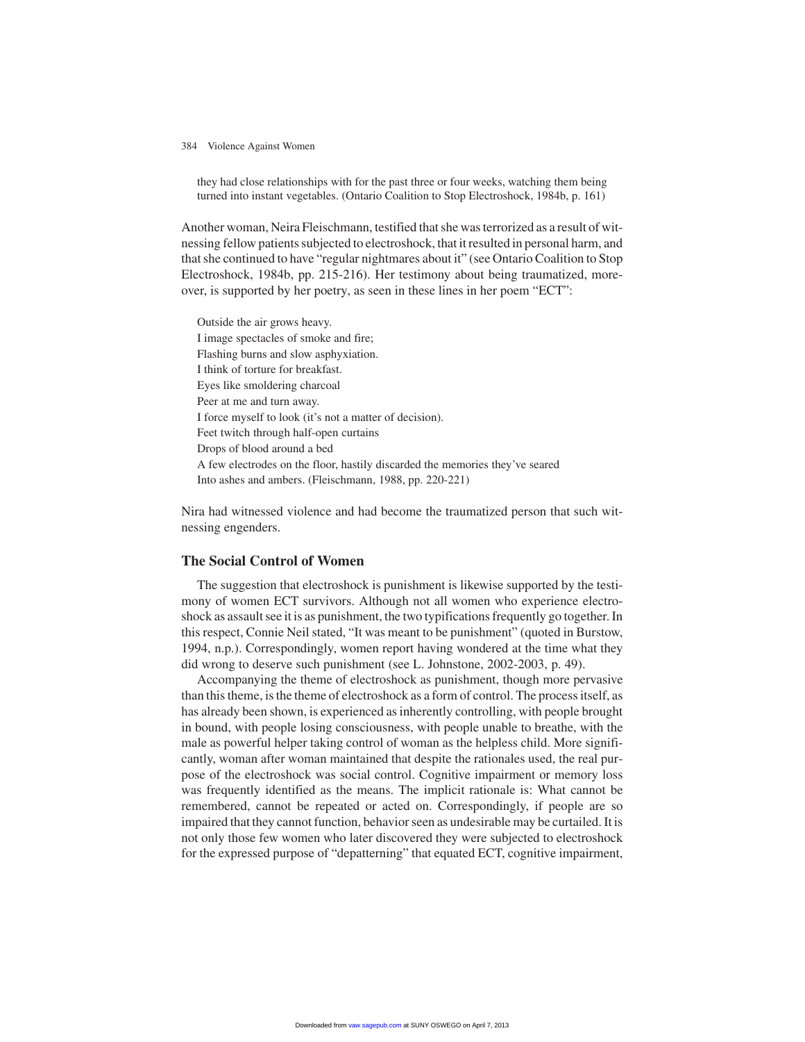they had close relationships with for the past three or four weeks, watching them being turned into instant vegetables. (Ontario Coalition to Stop Electroshock, 1984b, p. 161)

Another woman, Neira Fleischmann, testified that she was terrorized as a result of witnessing fellow patients subjected to electroshock, that it resulted in personal harm, and that she continued to have "regular nightmares about it" (see Ontario Coalition to Stop Electroshock, 1984b, pp. 215-216). Her testimony about being traumatized, moreover, is supported by her poetry, as seen in these lines in her poem "ECT":

> Outside the air grows heavy.
> I image spectacles of smoke and fire;
> Flashing burns and slow asphyxiation.
> I think of torture for breakfast.
> Eyes like smoldering charcoal
> Peer at me and turn away.
> I force myself to look (it's not a matter of decision).
> Feet twitch through half-open curtains
> Drops of blood around a bed
> A few electrodes on the floor, hastily discarded the memories they've seared
> Into ashes and ambers. (Fleischmann, 1988, pp. 220-221)

Nira had witnessed violence and had become the traumatized person that such witnessing engenders.

## The Social Control of Women

The suggestion that electroshock is punishment is likewise supported by the testimony of women ECT survivors. Although not all women who experience electroshock as assault see it is as punishment, the two typifications frequently go together. In this respect, Connie Neil stated, "It was meant to be punishment" (quoted in Burstow, 1994, n.p.). Correspondingly, women report having wondered at the time what they did wrong to deserve such punishment (see L. Johnstone, 2002-2003, p. 49).

Accompanying the theme of electroshock as punishment, though more pervasive than this theme, is the theme of electroshock as a form of control. The process itself, as has already been shown, is experienced as inherently controlling, with people brought in bound, with people losing consciousness, with people unable to breathe, with the male as powerful helper taking control of woman as the helpless child. More significantly, woman after woman maintained that despite the rationales used, the real purpose of the electroshock was social control. Cognitive impairment or memory loss was frequently identified as the means. The implicit rationale is: What cannot be remembered, cannot be repeated or acted on. Correspondingly, if people are so impaired that they cannot function, behavior seen as undesirable may be curtailed. It is not only those few women who later discovered they were subjected to electroshock for the expressed purpose of "depatterning" that equated ECT, cognitive impairment,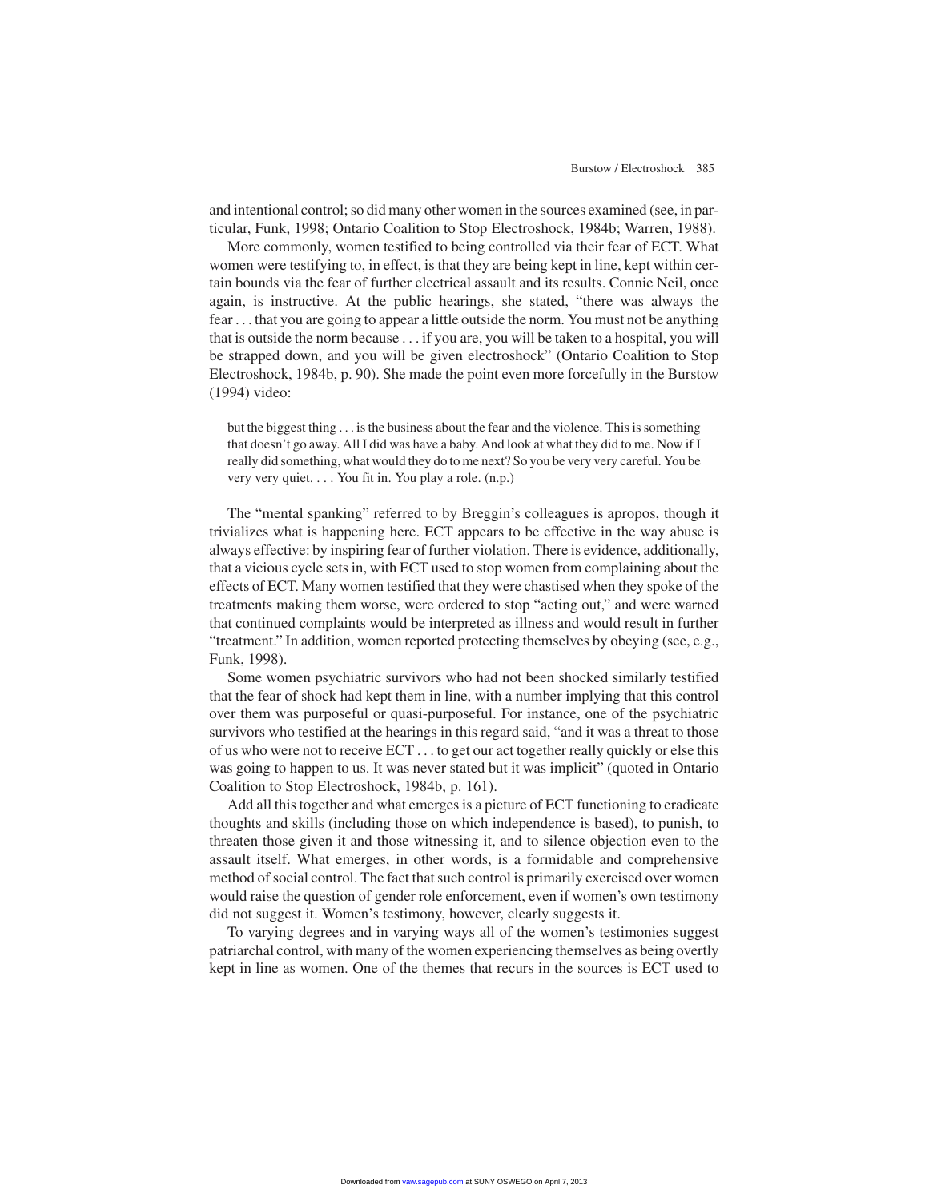and intentional control; so did many other women in the sources examined (see, in particular, Funk, 1998; Ontario Coalition to Stop Electroshock, 1984b; Warren, 1988).

More commonly, women testified to being controlled via their fear of ECT. What women were testifying to, in effect, is that they are being kept in line, kept within certain bounds via the fear of further electrical assault and its results. Connie Neil, once again, is instructive. At the public hearings, she stated, "there was always the fear . . . that you are going to appear a little outside the norm. You must not be anything that is outside the norm because . . . if you are, you will be taken to a hospital, you will be strapped down, and you will be given electroshock" (Ontario Coalition to Stop Electroshock, 1984b, p. 90). She made the point even more forcefully in the Burstow (1994) video:

> but the biggest thing . . . is the business about the fear and the violence. This is something that doesn't go away. All I did was have a baby. And look at what they did to me. Now if I really did something, what would they do to me next? So you be very very careful. You be very very quiet. . . . You fit in. You play a role. (n.p.)

The "mental spanking" referred to by Breggin's colleagues is apropos, though it trivializes what is happening here. ECT appears to be effective in the way abuse is always effective: by inspiring fear of further violation. There is evidence, additionally, that a vicious cycle sets in, with ECT used to stop women from complaining about the effects of ECT. Many women testified that they were chastised when they spoke of the treatments making them worse, were ordered to stop "acting out," and were warned that continued complaints would be interpreted as illness and would result in further "treatment." In addition, women reported protecting themselves by obeying (see, e.g., Funk, 1998).

Some women psychiatric survivors who had not been shocked similarly testified that the fear of shock had kept them in line, with a number implying that this control over them was purposeful or quasi-purposeful. For instance, one of the psychiatric survivors who testified at the hearings in this regard said, "and it was a threat to those of us who were not to receive ECT . . . to get our act together really quickly or else this was going to happen to us. It was never stated but it was implicit" (quoted in Ontario Coalition to Stop Electroshock, 1984b, p. 161).

Add all this together and what emerges is a picture of ECT functioning to eradicate thoughts and skills (including those on which independence is based), to punish, to threaten those given it and those witnessing it, and to silence objection even to the assault itself. What emerges, in other words, is a formidable and comprehensive method of social control. The fact that such control is primarily exercised over women would raise the question of gender role enforcement, even if women's own testimony did not suggest it. Women's testimony, however, clearly suggests it.

To varying degrees and in varying ways all of the women's testimonies suggest patriarchal control, with many of the women experiencing themselves as being overtly kept in line as women. One of the themes that recurs in the sources is ECT used to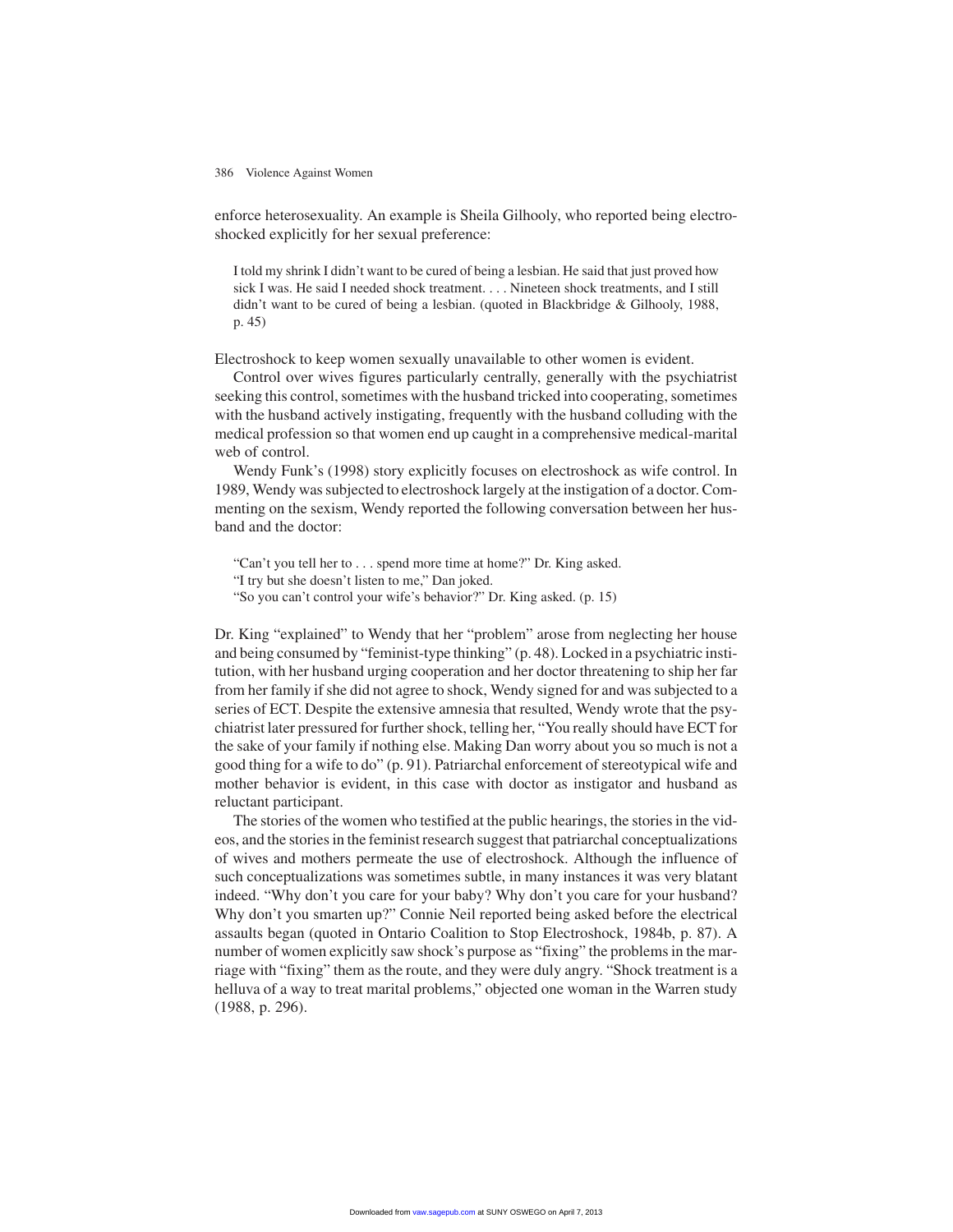enforce heterosexuality. An example is Sheila Gilhooly, who reported being electroshocked explicitly for her sexual preference:

> I told my shrink I didn't want to be cured of being a lesbian. He said that just proved how sick I was. He said I needed shock treatment. . . . Nineteen shock treatments, and I still didn't want to be cured of being a lesbian. (quoted in Blackbridge & Gilhooly, 1988, p. 45)

Electroshock to keep women sexually unavailable to other women is evident.

Control over wives figures particularly centrally, generally with the psychiatrist seeking this control, sometimes with the husband tricked into cooperating, sometimes with the husband actively instigating, frequently with the husband colluding with the medical profession so that women end up caught in a comprehensive medical-marital web of control.

Wendy Funk's (1998) story explicitly focuses on electroshock as wife control. In 1989, Wendy was subjected to electroshock largely at the instigation of a doctor. Commenting on the sexism, Wendy reported the following conversation between her husband and the doctor:

> "Can't you tell her to . . . spend more time at home?" Dr. King asked.
> "I try but she doesn't listen to me," Dan joked.
> "So you can't control your wife's behavior?" Dr. King asked. (p. 15)

Dr. King "explained" to Wendy that her "problem" arose from neglecting her house and being consumed by "feminist-type thinking" (p. 48). Locked in a psychiatric institution, with her husband urging cooperation and her doctor threatening to ship her far from her family if she did not agree to shock, Wendy signed for and was subjected to a series of ECT. Despite the extensive amnesia that resulted, Wendy wrote that the psychiatrist later pressured for further shock, telling her, "You really should have ECT for the sake of your family if nothing else. Making Dan worry about you so much is not a good thing for a wife to do" (p. 91). Patriarchal enforcement of stereotypical wife and mother behavior is evident, in this case with doctor as instigator and husband as reluctant participant.

The stories of the women who testified at the public hearings, the stories in the videos, and the stories in the feminist research suggest that patriarchal conceptualizations of wives and mothers permeate the use of electroshock. Although the influence of such conceptualizations was sometimes subtle, in many instances it was very blatant indeed. "Why don't you care for your baby? Why don't you care for your husband? Why don't you smarten up?" Connie Neil reported being asked before the electrical assaults began (quoted in Ontario Coalition to Stop Electroshock, 1984b, p. 87). A number of women explicitly saw shock's purpose as "fixing" the problems in the marriage with "fixing" them as the route, and they were duly angry. "Shock treatment is a helluva of a way to treat marital problems," objected one woman in the Warren study (1988, p. 296).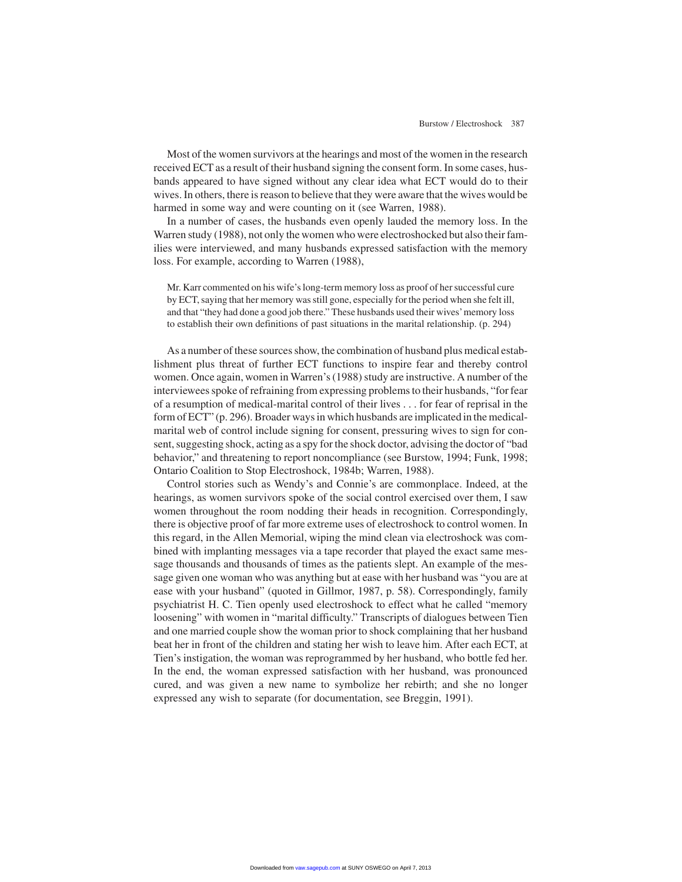Most of the women survivors at the hearings and most of the women in the research received ECT as a result of their husband signing the consent form. In some cases, husbands appeared to have signed without any clear idea what ECT would do to their wives. In others, there is reason to believe that they were aware that the wives would be harmed in some way and were counting on it (see Warren, 1988).

In a number of cases, the husbands even openly lauded the memory loss. In the Warren study (1988), not only the women who were electroshocked but also their families were interviewed, and many husbands expressed satisfaction with the memory loss. For example, according to Warren (1988),

> Mr. Karr commented on his wife's long-term memory loss as proof of her successful cure by ECT, saying that her memory was still gone, especially for the period when she felt ill, and that "they had done a good job there." These husbands used their wives' memory loss to establish their own definitions of past situations in the marital relationship. (p. 294)

As a number of these sources show, the combination of husband plus medical establishment plus threat of further ECT functions to inspire fear and thereby control women. Once again, women in Warren's (1988) study are instructive. A number of the interviewees spoke of refraining from expressing problems to their husbands, "for fear of a resumption of medical-marital control of their lives . . . for fear of reprisal in the form of ECT" (p. 296). Broader ways in which husbands are implicated in the medical-marital web of control include signing for consent, pressuring wives to sign for consent, suggesting shock, acting as a spy for the shock doctor, advising the doctor of "bad behavior," and threatening to report noncompliance (see Burstow, 1994; Funk, 1998; Ontario Coalition to Stop Electroshock, 1984b; Warren, 1988).

Control stories such as Wendy's and Connie's are commonplace. Indeed, at the hearings, as women survivors spoke of the social control exercised over them, I saw women throughout the room nodding their heads in recognition. Correspondingly, there is objective proof of far more extreme uses of electroshock to control women. In this regard, in the Allen Memorial, wiping the mind clean via electroshock was combined with implanting messages via a tape recorder that played the exact same message thousands and thousands of times as the patients slept. An example of the message given one woman who was anything but at ease with her husband was "you are at ease with your husband" (quoted in Gillmor, 1987, p. 58). Correspondingly, family psychiatrist H. C. Tien openly used electroshock to effect what he called "memory loosening" with women in "marital difficulty." Transcripts of dialogues between Tien and one married couple show the woman prior to shock complaining that her husband beat her in front of the children and stating her wish to leave him. After each ECT, at Tien's instigation, the woman was reprogrammed by her husband, who bottle fed her. In the end, the woman expressed satisfaction with her husband, was pronounced cured, and was given a new name to symbolize her rebirth; and she no longer expressed any wish to separate (for documentation, see Breggin, 1991).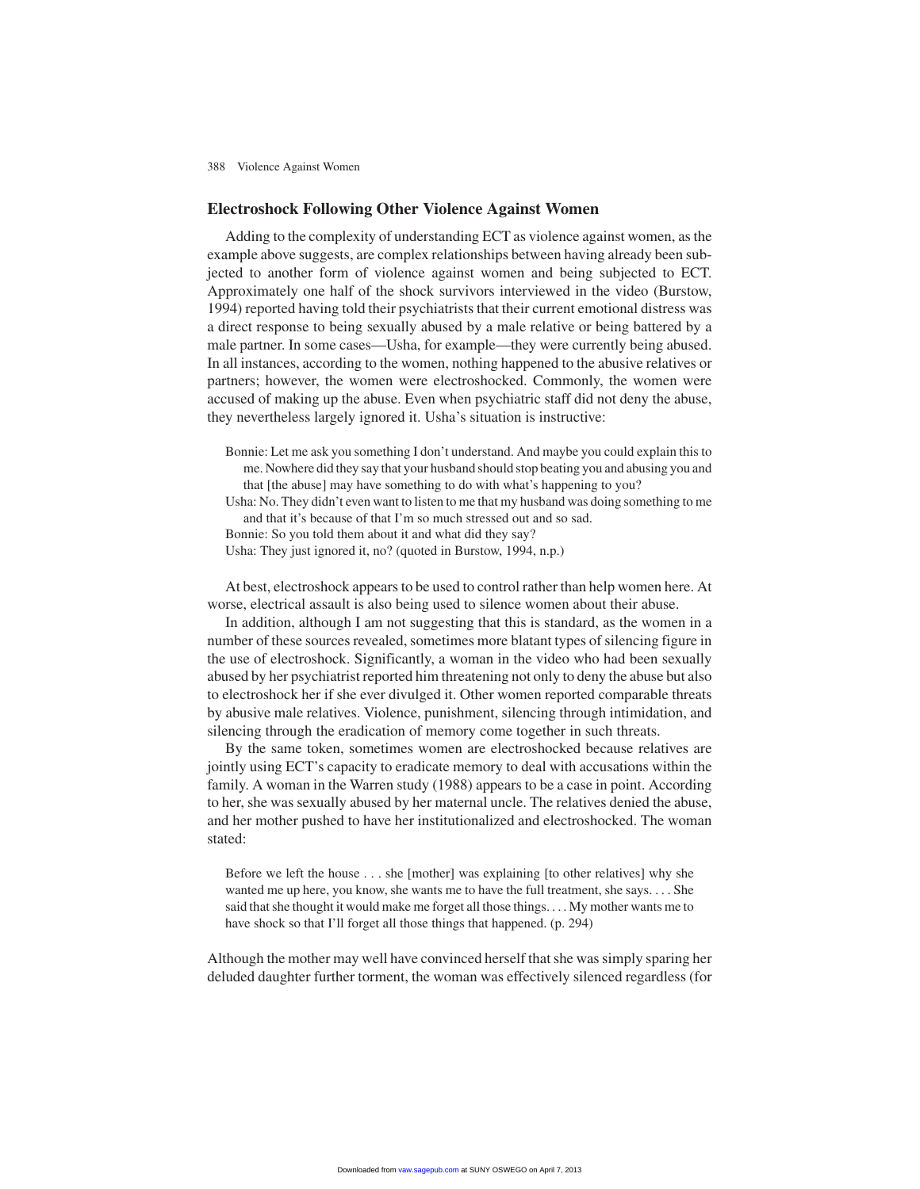## Electroshock Following Other Violence Against Women

Adding to the complexity of understanding ECT as violence against women, as the example above suggests, are complex relationships between having already been subjected to another form of violence against women and being subjected to ECT. Approximately one half of the shock survivors interviewed in the video (Burstow, 1994) reported having told their psychiatrists that their current emotional distress was a direct response to being sexually abused by a male relative or being battered by a male partner. In some cases—Usha, for example—they were currently being abused. In all instances, according to the women, nothing happened to the abusive relatives or partners; however, the women were electroshocked. Commonly, the women were accused of making up the abuse. Even when psychiatric staff did not deny the abuse, they nevertheless largely ignored it. Usha's situation is instructive:

> Bonnie: Let me ask you something I don't understand. And maybe you could explain this to me. Nowhere did they say that your husband should stop beating you and abusing you and that [the abuse] may have something to do with what's happening to you?
>
> Usha: No. They didn't even want to listen to me that my husband was doing something to me and that it's because of that I'm so much stressed out and so sad.
>
> Bonnie: So you told them about it and what did they say?
>
> Usha: They just ignored it, no? (quoted in Burstow, 1994, n.p.)

At best, electroshock appears to be used to control rather than help women here. At worse, electrical assault is also being used to silence women about their abuse.

In addition, although I am not suggesting that this is standard, as the women in a number of these sources revealed, sometimes more blatant types of silencing figure in the use of electroshock. Significantly, a woman in the video who had been sexually abused by her psychiatrist reported him threatening not only to deny the abuse but also to electroshock her if she ever divulged it. Other women reported comparable threats by abusive male relatives. Violence, punishment, silencing through intimidation, and silencing through the eradication of memory come together in such threats.

By the same token, sometimes women are electroshocked because relatives are jointly using ECT's capacity to eradicate memory to deal with accusations within the family. A woman in the Warren study (1988) appears to be a case in point. According to her, she was sexually abused by her maternal uncle. The relatives denied the abuse, and her mother pushed to have her institutionalized and electroshocked. The woman stated:

> Before we left the house . . . she [mother] was explaining [to other relatives] why she wanted me up here, you know, she wants me to have the full treatment, she says. . . . She said that she thought it would make me forget all those things. . . . My mother wants me to have shock so that I'll forget all those things that happened. (p. 294)

Although the mother may well have convinced herself that she was simply sparing her deluded daughter further torment, the woman was effectively silenced regardless (for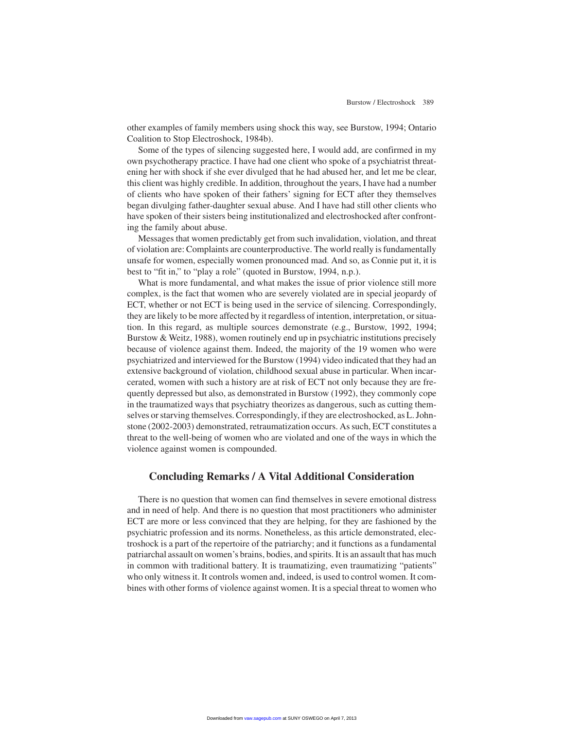other examples of family members using shock this way, see Burstow, 1994; Ontario Coalition to Stop Electroshock, 1984b).

Some of the types of silencing suggested here, I would add, are confirmed in my own psychotherapy practice. I have had one client who spoke of a psychiatrist threatening her with shock if she ever divulged that he had abused her, and let me be clear, this client was highly credible. In addition, throughout the years, I have had a number of clients who have spoken of their fathers' signing for ECT after they themselves began divulging father-daughter sexual abuse. And I have had still other clients who have spoken of their sisters being institutionalized and electroshocked after confronting the family about abuse.

Messages that women predictably get from such invalidation, violation, and threat of violation are: Complaints are counterproductive. The world really is fundamentally unsafe for women, especially women pronounced mad. And so, as Connie put it, it is best to "fit in," to "play a role" (quoted in Burstow, 1994, n.p.).

What is more fundamental, and what makes the issue of prior violence still more complex, is the fact that women who are severely violated are in special jeopardy of ECT, whether or not ECT is being used in the service of silencing. Correspondingly, they are likely to be more affected by it regardless of intention, interpretation, or situation. In this regard, as multiple sources demonstrate (e.g., Burstow, 1992, 1994; Burstow & Weitz, 1988), women routinely end up in psychiatric institutions precisely because of violence against them. Indeed, the majority of the 19 women who were psychiatrized and interviewed for the Burstow (1994) video indicated that they had an extensive background of violation, childhood sexual abuse in particular. When incarcerated, women with such a history are at risk of ECT not only because they are frequently depressed but also, as demonstrated in Burstow (1992), they commonly cope in the traumatized ways that psychiatry theorizes as dangerous, such as cutting themselves or starving themselves. Correspondingly, if they are electroshocked, as L. Johnstone (2002-2003) demonstrated, retraumatization occurs. As such, ECT constitutes a threat to the well-being of women who are violated and one of the ways in which the violence against women is compounded.

## Concluding Remarks / A Vital Additional Consideration

There is no question that women can find themselves in severe emotional distress and in need of help. And there is no question that most practitioners who administer ECT are more or less convinced that they are helping, for they are fashioned by the psychiatric profession and its norms. Nonetheless, as this article demonstrated, electroshock is a part of the repertoire of the patriarchy; and it functions as a fundamental patriarchal assault on women's brains, bodies, and spirits. It is an assault that has much in common with traditional battery. It is traumatizing, even traumatizing "patients" who only witness it. It controls women and, indeed, is used to control women. It combines with other forms of violence against women. It is a special threat to women who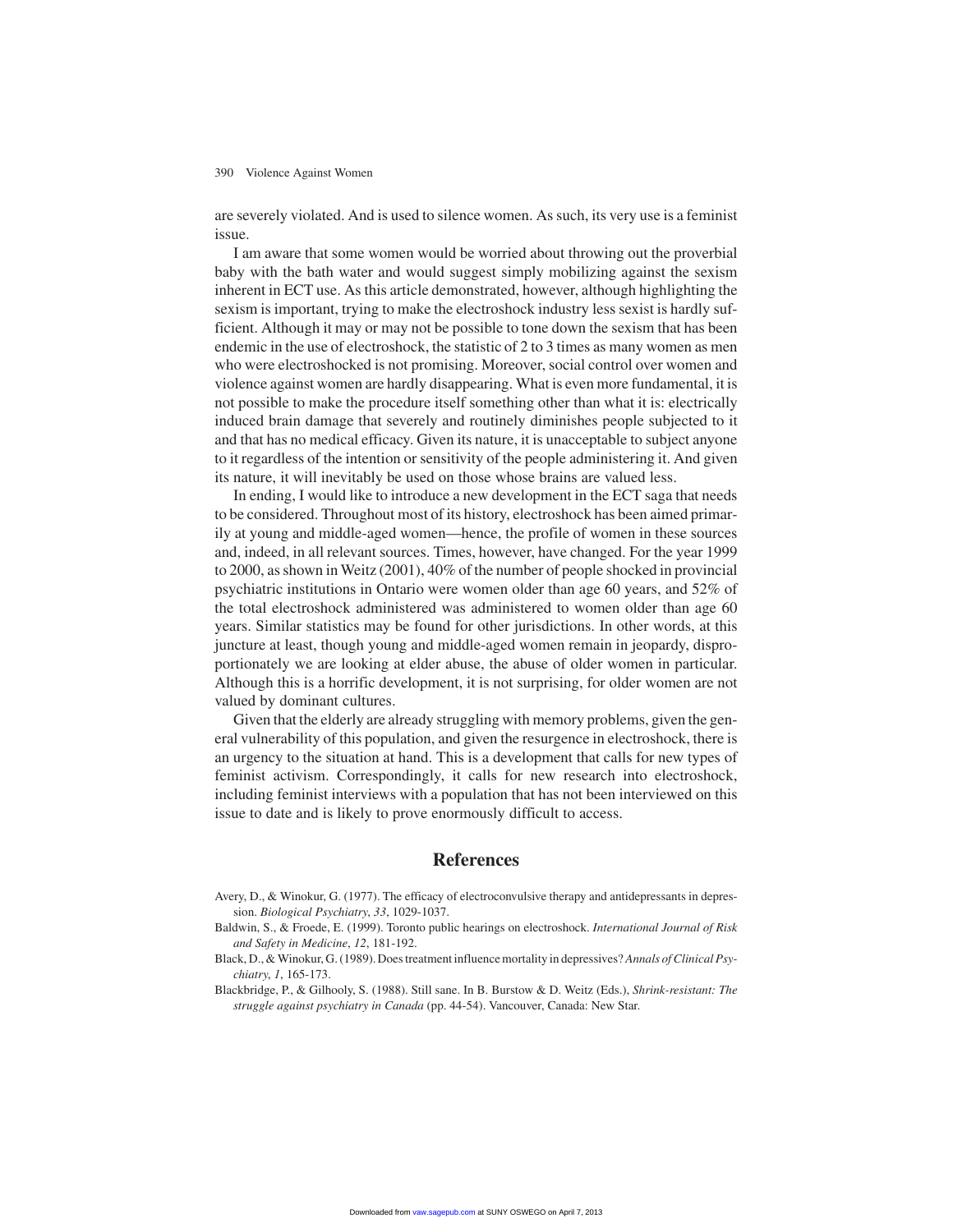are severely violated. And is used to silence women. As such, its very use is a feminist issue.

I am aware that some women would be worried about throwing out the proverbial baby with the bath water and would suggest simply mobilizing against the sexism inherent in ECT use. As this article demonstrated, however, although highlighting the sexism is important, trying to make the electroshock industry less sexist is hardly sufficient. Although it may or may not be possible to tone down the sexism that has been endemic in the use of electroshock, the statistic of 2 to 3 times as many women as men who were electroshocked is not promising. Moreover, social control over women and violence against women are hardly disappearing. What is even more fundamental, it is not possible to make the procedure itself something other than what it is: electrically induced brain damage that severely and routinely diminishes people subjected to it and that has no medical efficacy. Given its nature, it is unacceptable to subject anyone to it regardless of the intention or sensitivity of the people administering it. And given its nature, it will inevitably be used on those whose brains are valued less.

In ending, I would like to introduce a new development in the ECT saga that needs to be considered. Throughout most of its history, electroshock has been aimed primarily at young and middle-aged women—hence, the profile of women in these sources and, indeed, in all relevant sources. Times, however, have changed. For the year 1999 to 2000, as shown in Weitz (2001), 40% of the number of people shocked in provincial psychiatric institutions in Ontario were women older than age 60 years, and 52% of the total electroshock administered was administered to women older than age 60 years. Similar statistics may be found for other jurisdictions. In other words, at this juncture at least, though young and middle-aged women remain in jeopardy, disproportionately we are looking at elder abuse, the abuse of older women in particular. Although this is a horrific development, it is not surprising, for older women are not valued by dominant cultures.

Given that the elderly are already struggling with memory problems, given the general vulnerability of this population, and given the resurgence in electroshock, there is an urgency to the situation at hand. This is a development that calls for new types of feminist activism. Correspondingly, it calls for new research into electroshock, including feminist interviews with a population that has not been interviewed on this issue to date and is likely to prove enormously difficult to access.

## References

Avery, D., & Winokur, G. (1977). The efficacy of electroconvulsive therapy and antidepressants in depression. *Biological Psychiatry*, *33*, 1029-1037.

Baldwin, S., & Froede, E. (1999). Toronto public hearings on electroshock. *International Journal of Risk and Safety in Medicine*, *12*, 181-192.

Black, D., & Winokur, G. (1989). Does treatment influence mortality in depressives? *Annals of Clinical Psychiatry*, *1*, 165-173.

Blackbridge, P., & Gilhooly, S. (1988). Still sane. In B. Burstow & D. Weitz (Eds.), *Shrink-resistant: The struggle against psychiatry in Canada* (pp. 44-54). Vancouver, Canada: New Star.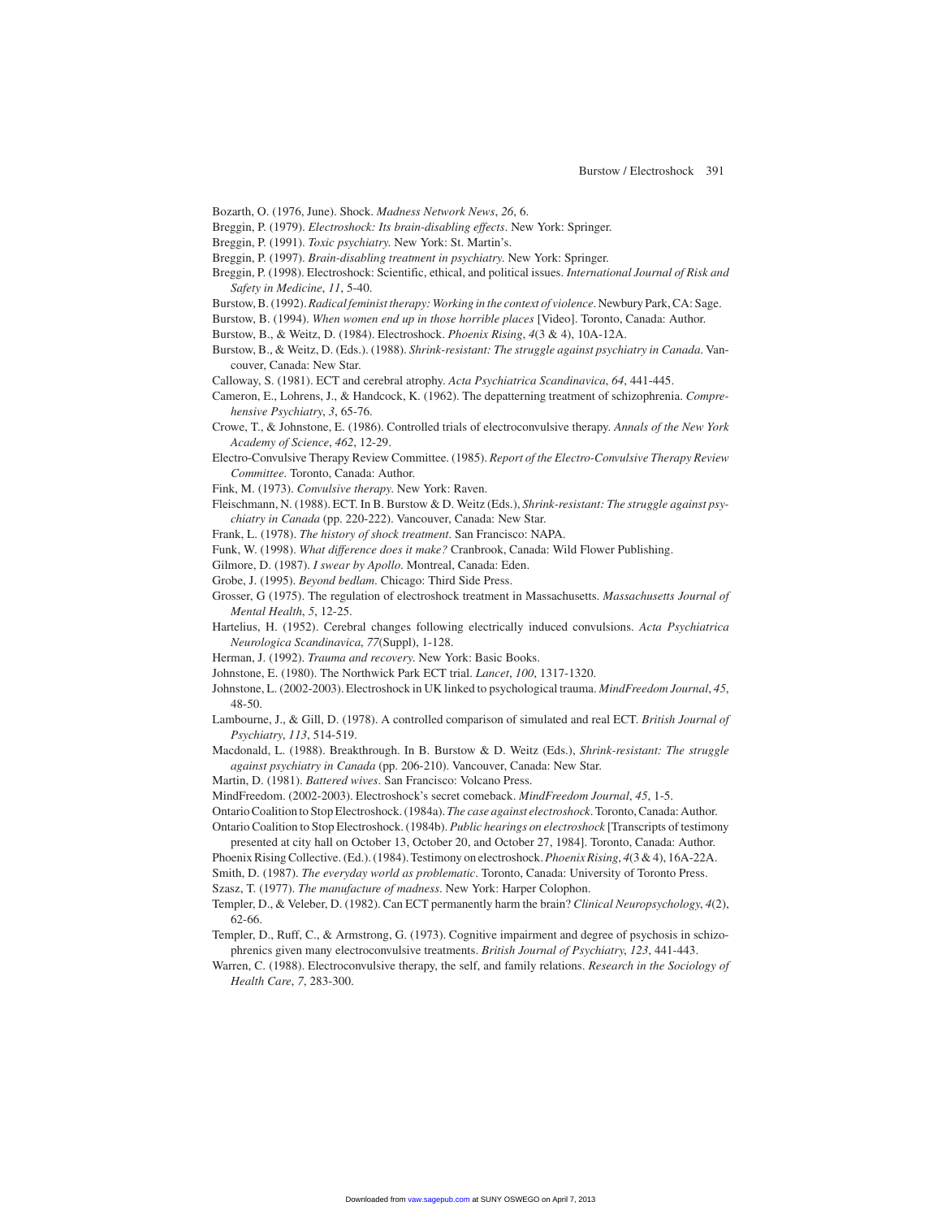Bozarth, O. (1976, June). Shock. *Madness Network News*, *26*, 6.

Breggin, P. (1979). *Electroshock: Its brain-disabling effects*. New York: Springer.

Breggin, P. (1991). *Toxic psychiatry*. New York: St. Martin's.

Breggin, P. (1997). *Brain-disabling treatment in psychiatry*. New York: Springer.

Breggin, P. (1998). Electroshock: Scientific, ethical, and political issues. *International Journal of Risk and Safety in Medicine*, *11*, 5-40.

Burstow, B. (1992). *Radical feminist therapy: Working in the context of violence*. Newbury Park, CA: Sage.

Burstow, B. (1994). *When women end up in those horrible places* [Video]. Toronto, Canada: Author.

Burstow, B., & Weitz, D. (1984). Electroshock. *Phoenix Rising*, *4*(3 & 4), 10A-12A.

Burstow, B., & Weitz, D. (Eds.). (1988). *Shrink-resistant: The struggle against psychiatry in Canada*. Vancouver, Canada: New Star.

Calloway, S. (1981). ECT and cerebral atrophy. *Acta Psychiatrica Scandinavica*, *64*, 441-445.

Cameron, E., Lohrens, J., & Handcock, K. (1962). The depatterning treatment of schizophrenia. *Comprehensive Psychiatry*, *3*, 65-76.

Crowe, T., & Johnstone, E. (1986). Controlled trials of electroconvulsive therapy. *Annals of the New York Academy of Science*, *462*, 12-29.

Electro-Convulsive Therapy Review Committee. (1985). *Report of the Electro-Convulsive Therapy Review Committee*. Toronto, Canada: Author.

Fink, M. (1973). *Convulsive therapy*. New York: Raven.

Fleischmann, N. (1988). ECT. In B. Burstow & D. Weitz (Eds.), *Shrink-resistant: The struggle against psychiatry in Canada* (pp. 220-222). Vancouver, Canada: New Star.

Frank, L. (1978). *The history of shock treatment*. San Francisco: NAPA.

Funk, W. (1998). *What difference does it make?* Cranbrook, Canada: Wild Flower Publishing.

Gilmore, D. (1987). *I swear by Apollo*. Montreal, Canada: Eden.

Grobe, J. (1995). *Beyond bedlam*. Chicago: Third Side Press.

Grosser, G (1975). The regulation of electroshock treatment in Massachusetts. *Massachusetts Journal of Mental Health*, *5*, 12-25.

Hartelius, H. (1952). Cerebral changes following electrically induced convulsions. *Acta Psychiatrica Neurologica Scandinavica*, *77*(Suppl), 1-128.

Herman, J. (1992). *Trauma and recovery*. New York: Basic Books.

Johnstone, E. (1980). The Northwick Park ECT trial. *Lancet*, *100*, 1317-1320.

Johnstone, L. (2002-2003). Electroshock in UK linked to psychological trauma. *MindFreedom Journal*, *45*, 48-50.

Lambourne, J., & Gill, D. (1978). A controlled comparison of simulated and real ECT. *British Journal of Psychiatry*, *113*, 514-519.

Macdonald, L. (1988). Breakthrough. In B. Burstow & D. Weitz (Eds.), *Shrink-resistant: The struggle against psychiatry in Canada* (pp. 206-210). Vancouver, Canada: New Star.

Martin, D. (1981). *Battered wives*. San Francisco: Volcano Press.

MindFreedom. (2002-2003). Electroshock's secret comeback. *MindFreedom Journal*, *45*, 1-5.

Ontario Coalition to Stop Electroshock. (1984a). *The case against electroshock*. Toronto, Canada: Author.

Ontario Coalition to Stop Electroshock. (1984b). *Public hearings on electroshock* [Transcripts of testimony presented at city hall on October 13, October 20, and October 27, 1984]. Toronto, Canada: Author.

Phoenix Rising Collective. (Ed.). (1984). Testimony on electroshock. *Phoenix Rising*, *4*(3 & 4), 16A-22A.

Smith, D. (1987). *The everyday world as problematic*. Toronto, Canada: University of Toronto Press.

Szasz, T. (1977). *The manufacture of madness*. New York: Harper Colophon.

Templer, D., & Veleber, D. (1982). Can ECT permanently harm the brain? *Clinical Neuropsychology*, *4*(2), 62-66.

Templer, D., Ruff, C., & Armstrong, G. (1973). Cognitive impairment and degree of psychosis in schizophrenics given many electroconvulsive treatments. *British Journal of Psychiatry*, *123*, 441-443.

Warren, C. (1988). Electroconvulsive therapy, the self, and family relations. *Research in the Sociology of Health Care*, *7*, 283-300.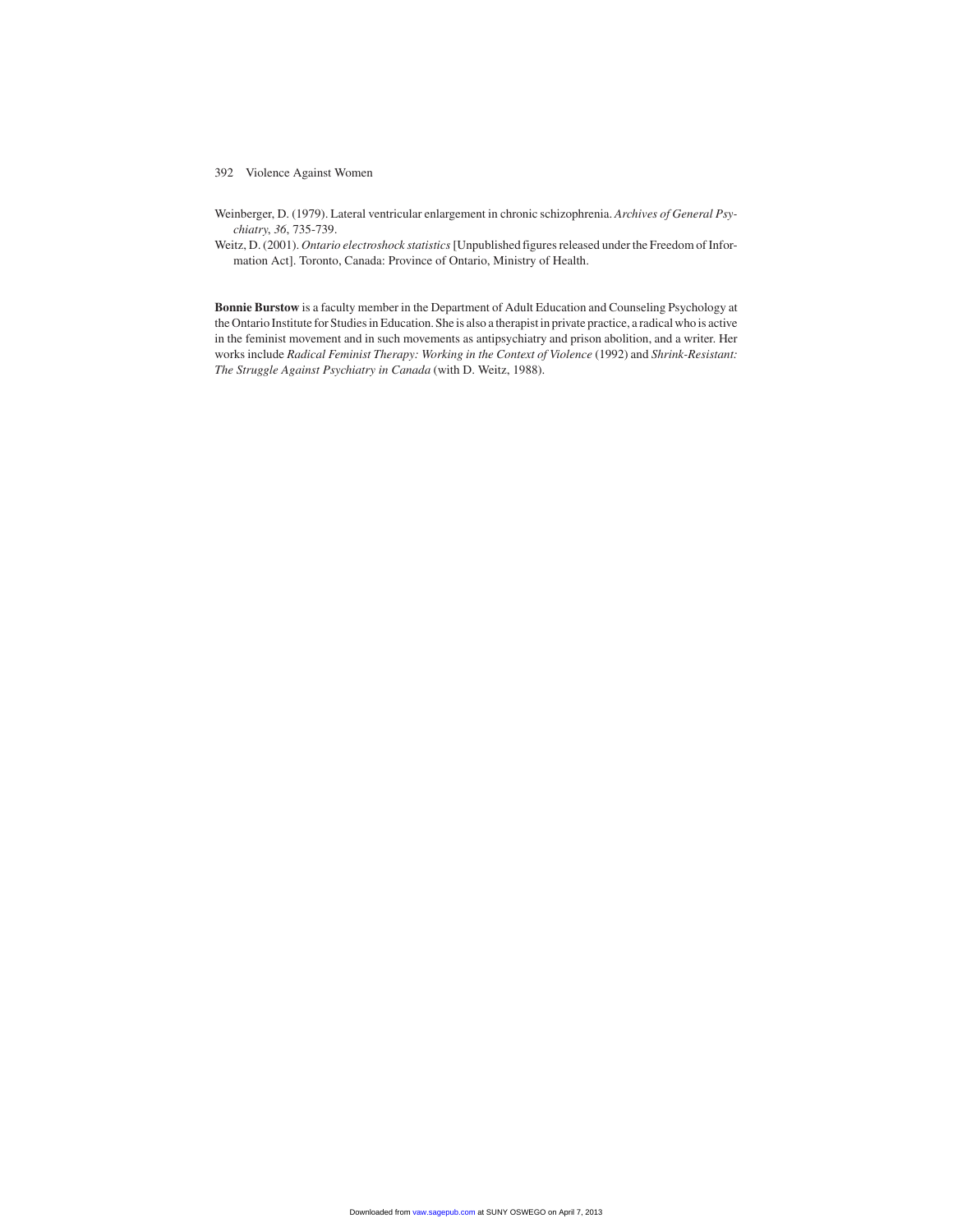Weinberger, D. (1979). Lateral ventricular enlargement in chronic schizophrenia. *Archives of General Psychiatry*, *36*, 735-739.

Weitz, D. (2001). *Ontario electroshock statistics* [Unpublished figures released under the Freedom of Information Act]. Toronto, Canada: Province of Ontario, Ministry of Health.

**Bonnie Burstow** is a faculty member in the Department of Adult Education and Counseling Psychology at the Ontario Institute for Studies in Education. She is also a therapist in private practice, a radical who is active in the feminist movement and in such movements as antipsychiatry and prison abolition, and a writer. Her works include *Radical Feminist Therapy: Working in the Context of Violence* (1992) and *Shrink-Resistant: The Struggle Against Psychiatry in Canada* (with D. Weitz, 1988).